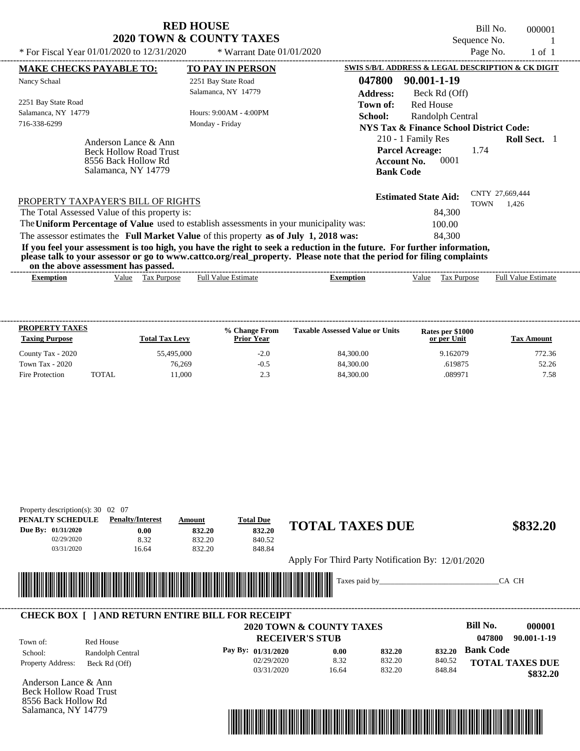# RED HOUSE
## 2020 TOWN & COUNTY TAXES

* For Fiscal Year 01/01/2020 to 12/31/2020 * Warrant Date 01/01/2020

Bill No. 000001
Sequence No. 1
Page No. 1 of 1

**MAKE CHECKS PAYABLE TO:**

Nancy Schaal

2251 Bay State Road
Salamanca, NY 14779
716-338-6299

**TO PAY IN PERSON**

2251 Bay State Road
Salamanca, NY 14779

Hours: 9:00AM - 4:00PM
Monday - Friday

**SWIS S/B/L ADDRESS & LEGAL DESCRIPTION & CK DIGIT**

**047800 90.001-1-19**

**Address:** Beck Rd (Off)
**Town of:** Red House
**School:** Randolph Central
**NYS Tax & Finance School District Code:**
210 - 1 Family Res **Roll Sect.** 1
**Parcel Acreage:** 1.74
**Account No.** 0001
**Bank Code**

Anderson Lance & Ann
Beck Hollow Road Trust
8556 Back Hollow Rd
Salamanca, NY 14779

**Estimated State Aid:** CNTY 27,669,444 TOWN 1,426

PROPERTY TAXPAYER'S BILL OF RIGHTS

The Total Assessed Value of this property is: 84,300

The **Uniform Percentage of Value** used to establish assessments in your municipality was: 100.00

The assessor estimates the **Full Market Value** of this property **as of July 1, 2018 was:** 84,300

**If you feel your assessment is too high, you have the right to seek a reduction in the future. For further information, please talk to your assessor or go to www.cattco.org/real_property. Please note that the period for filing complaints on the above assessment has passed.**

| Exemption | Value | Tax Purpose | Full Value Estimate | Exemption | Value | Tax Purpose | Full Value Estimate |
|---|---|---|---|---|---|---|---|

| PROPERTY TAXES Taxing Purpose | | Total Tax Levy | % Change From Prior Year | Taxable Assessed Value or Units | Rates per $1000 or per Unit | Tax Amount |
|---|---|---|---|---|---|---|
| County Tax - 2020 | | 55,495,000 | -2.0 | 84,300.00 | 9.162079 | 772.36 |
| Town Tax - 2020 | | 76,269 | -0.5 | 84,300.00 | .619875 | 52.26 |
| Fire Protection | TOTAL | 11,000 | 2.3 | 84,300.00 | .089971 | 7.58 |

Property description(s): 30 02 07

| PENALTY SCHEDULE | Penalty/Interest | Amount | Total Due |
|---|---|---|---|
| Due By: 01/31/2020 | 0.00 | 832.20 | 832.20 |
| 02/29/2020 | 8.32 | 832.20 | 840.52 |
| 03/31/2020 | 16.64 | 832.20 | 848.84 |

**TOTAL TAXES DUE $832.20**

Apply For Third Party Notification By: 12/01/2020

Taxes paid by_______________________________CA CH

**CHECK BOX [ ] AND RETURN ENTIRE BILL FOR RECEIPT**

**2020 TOWN & COUNTY TAXES**
**RECEIVER'S STUB**

**Bill No. 000001**
**047800 90.001-1-19**

Town of: Red House
School: Randolph Central
Property Address: Beck Rd (Off)

| Pay By: | | | |
|---|---|---|---|
| 01/31/2020 | 0.00 | 832.20 | 832.20 |
| 02/29/2020 | 8.32 | 832.20 | 840.52 |
| 03/31/2020 | 16.64 | 832.20 | 848.84 |

**Bank Code**

**TOTAL TAXES DUE $832.20**

Anderson Lance & Ann
Beck Hollow Road Trust
8556 Back Hollow Rd
Salamanca, NY 14779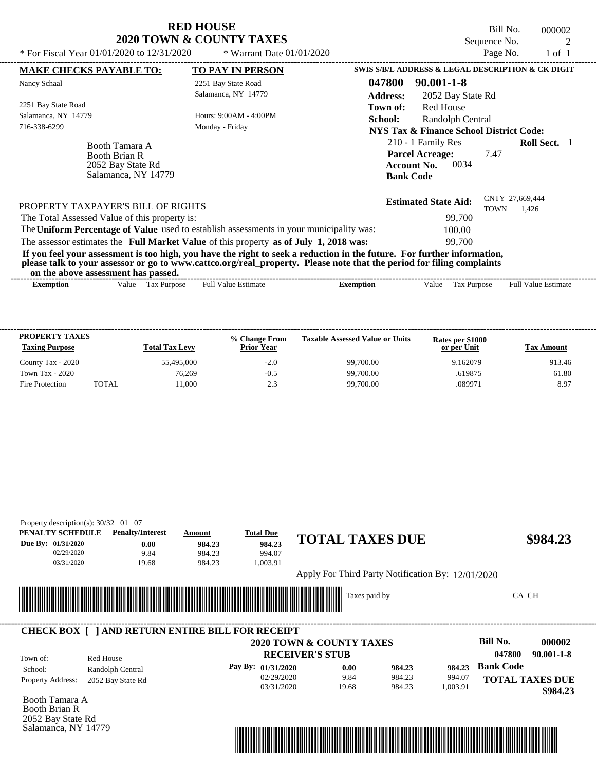# RED HOUSE
## 2020 TOWN & COUNTY TAXES

Bill No. 000002
Sequence No. 2
Page No. 1 of 1

* For Fiscal Year 01/01/2020 to 12/31/2020 * Warrant Date 01/01/2020

**MAKE CHECKS PAYABLE TO:**
Nancy Schaal

2251 Bay State Road
Salamanca, NY 14779
716-338-6299

**TO PAY IN PERSON**
2251 Bay State Road
Salamanca, NY 14779

Hours: 9:00AM - 4:00PM
Monday - Friday

**SWIS S/B/L ADDRESS & LEGAL DESCRIPTION & CK DIGIT**
**047800 90.001-1-8**
**Address:** 2052 Bay State Rd
**Town of:** Red House
**School:** Randolph Central
**NYS Tax & Finance School District Code:**
210 - 1 Family Res **Roll Sect.** 1
**Parcel Acreage:** 7.47
**Account No.** 0034
**Bank Code**

Booth Tamara A
Booth Brian R
2052 Bay State Rd
Salamanca, NY 14779

**Estimated State Aid:** CNTY 27,669,444 TOWN 1,426

PROPERTY TAXPAYER'S BILL OF RIGHTS

The Total Assessed Value of this property is: 99,700
The **Uniform Percentage of Value** used to establish assessments in your municipality was: 100.00
The assessor estimates the **Full Market Value** of this property **as of July 1, 2018 was:** 99,700

**If you feel your assessment is too high, you have the right to seek a reduction in the future. For further information, please talk to your assessor or go to www.cattco.org/real_property. Please note that the period for filing complaints on the above assessment has passed.**

| Exemption | Value | Tax Purpose | Full Value Estimate | Exemption | Value | Tax Purpose | Full Value Estimate |
|---|---|---|---|---|---|---|---|

| PROPERTY TAXES Taxing Purpose | | Total Tax Levy | % Change From Prior Year | Taxable Assessed Value or Units | Rates per $1000 or per Unit | Tax Amount |
|---|---|---|---|---|---|---|
| County Tax - 2020 | | 55,495,000 | -2.0 | 99,700.00 | 9.162079 | 913.46 |
| Town Tax - 2020 | | 76,269 | -0.5 | 99,700.00 | .619875 | 61.80 |
| Fire Protection | TOTAL | 11,000 | 2.3 | 99,700.00 | .089971 | 8.97 |

Property description(s): 30/32 01 07

| PENALTY SCHEDULE | Penalty/Interest | Amount | Total Due |
|---|---|---|---|
| Due By: 01/31/2020 | 0.00 | 984.23 | 984.23 |
| 02/29/2020 | 9.84 | 984.23 | 994.07 |
| 03/31/2020 | 19.68 | 984.23 | 1,003.91 |

**TOTAL TAXES DUE $984.23**

Apply For Third Party Notification By: 12/01/2020

Taxes paid by_______________________________CA CH

**CHECK BOX [ ] AND RETURN ENTIRE BILL FOR RECEIPT**

**2020 TOWN & COUNTY TAXES**
**RECEIVER'S STUB**

**Bill No. 000002**
**047800 90.001-1-8**

Town of: Red House
School: Randolph Central
Property Address: 2052 Bay State Rd

| Pay By: | Penalty/Interest | Amount | Total Due |
|---|---|---|---|
| 01/31/2020 | 0.00 | 984.23 | 984.23 |
| 02/29/2020 | 9.84 | 984.23 | 994.07 |
| 03/31/2020 | 19.68 | 984.23 | 1,003.91 |

**Bank Code**

**TOTAL TAXES DUE $984.23**

Booth Tamara A
Booth Brian R
2052 Bay State Rd
Salamanca, NY 14779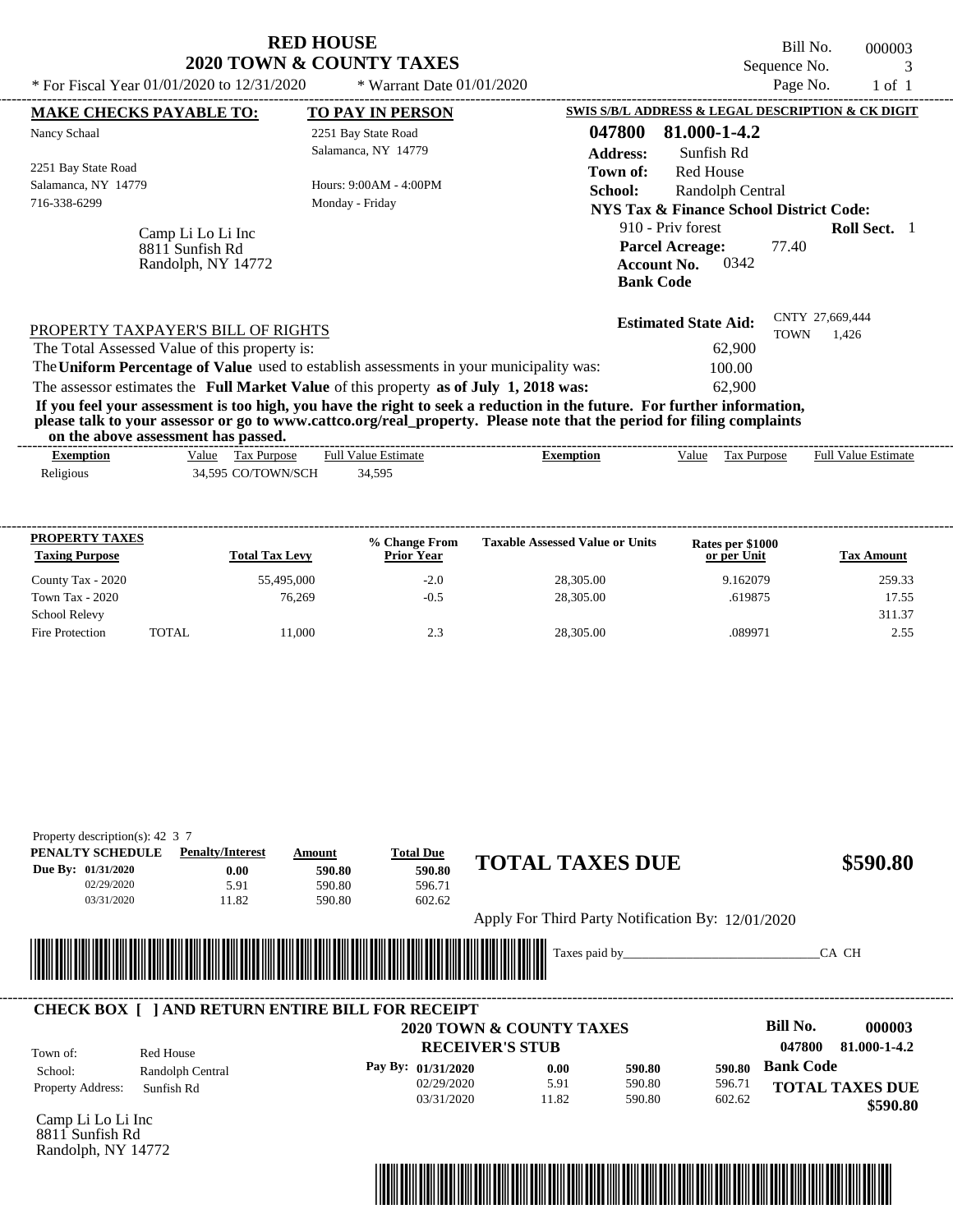# RED HOUSE
## 2020 TOWN & COUNTY TAXES

\* For Fiscal Year 01/01/2020 to 12/31/2020 \* Warrant Date 01/01/2020

Bill No. 000003
Sequence No. 3
Page No. 1 of 1

**MAKE CHECKS PAYABLE TO:**
Nancy Schaal

2251 Bay State Road
Salamanca, NY 14779
716-338-6299

Camp Li Lo Li Inc
8811 Sunfish Rd
Randolph, NY 14772

**TO PAY IN PERSON**
2251 Bay State Road
Salamanca, NY 14779

Hours: 9:00AM - 4:00PM
Monday - Friday

**SWIS S/B/L ADDRESS & LEGAL DESCRIPTION & CK DIGIT**
**047800 81.000-1-4.2**
**Address:** Sunfish Rd
**Town of:** Red House
**School:** Randolph Central
**NYS Tax & Finance School District Code:**
910 - Priv forest **Roll Sect.** 1
**Parcel Acreage:** 77.40
**Account No.** 0342
**Bank Code**

**Estimated State Aid:** CNTY 27,669,444 TOWN 1,426

PROPERTY TAXPAYER'S BILL OF RIGHTS

The Total Assessed Value of this property is: 62,900
The **Uniform Percentage of Value** used to establish assessments in your municipality was: 100.00
The assessor estimates the **Full Market Value** of this property **as of July 1, 2018 was:** 62,900

**If you feel your assessment is too high, you have the right to seek a reduction in the future. For further information, please talk to your assessor or go to www.cattco.org/real_property. Please note that the period for filing complaints on the above assessment has passed.**

| Exemption | Value | Tax Purpose | Full Value Estimate | Exemption | Value | Tax Purpose | Full Value Estimate |
|---|---|---|---|---|---|---|---|
| Religious | 34,595 | CO/TOWN/SCH | 34,595 | | | | |

| PROPERTY TAXES Taxing Purpose | | Total Tax Levy | % Change From Prior Year | Taxable Assessed Value or Units | Rates per $1000 or per Unit | Tax Amount |
|---|---|---|---|---|---|---|
| County Tax - 2020 | | 55,495,000 | -2.0 | 28,305.00 | 9.162079 | 259.33 |
| Town Tax - 2020 | | 76,269 | -0.5 | 28,305.00 | .619875 | 17.55 |
| School Relevy | | | | | | 311.37 |
| Fire Protection | TOTAL | 11,000 | 2.3 | 28,305.00 | .089971 | 2.55 |

Property description(s): 42 3 7

| PENALTY SCHEDULE | Penalty/Interest | Amount | Total Due |
|---|---|---|---|
| Due By: 01/31/2020 | 0.00 | 590.80 | 590.80 |
| 02/29/2020 | 5.91 | 590.80 | 596.71 |
| 03/31/2020 | 11.82 | 590.80 | 602.62 |

**TOTAL TAXES DUE $590.80**

Apply For Third Party Notification By: 12/01/2020

Taxes paid by_______________________________CA CH

**CHECK BOX [ ] AND RETURN ENTIRE BILL FOR RECEIPT**

**2020 TOWN & COUNTY TAXES**
**RECEIVER'S STUB**

**Bill No. 000003**
**047800 81.000-1-4.2**

Town of: Red House
School: Randolph Central
Property Address: Sunfish Rd

| | | | |
|---|---|---|---|
| Pay By: 01/31/2020 | 0.00 | 590.80 | 590.80 |
| 02/29/2020 | 5.91 | 590.80 | 596.71 |
| 03/31/2020 | 11.82 | 590.80 | 602.62 |

**Bank Code**
**TOTAL TAXES DUE $590.80**

Camp Li Lo Li Inc
8811 Sunfish Rd
Randolph, NY 14772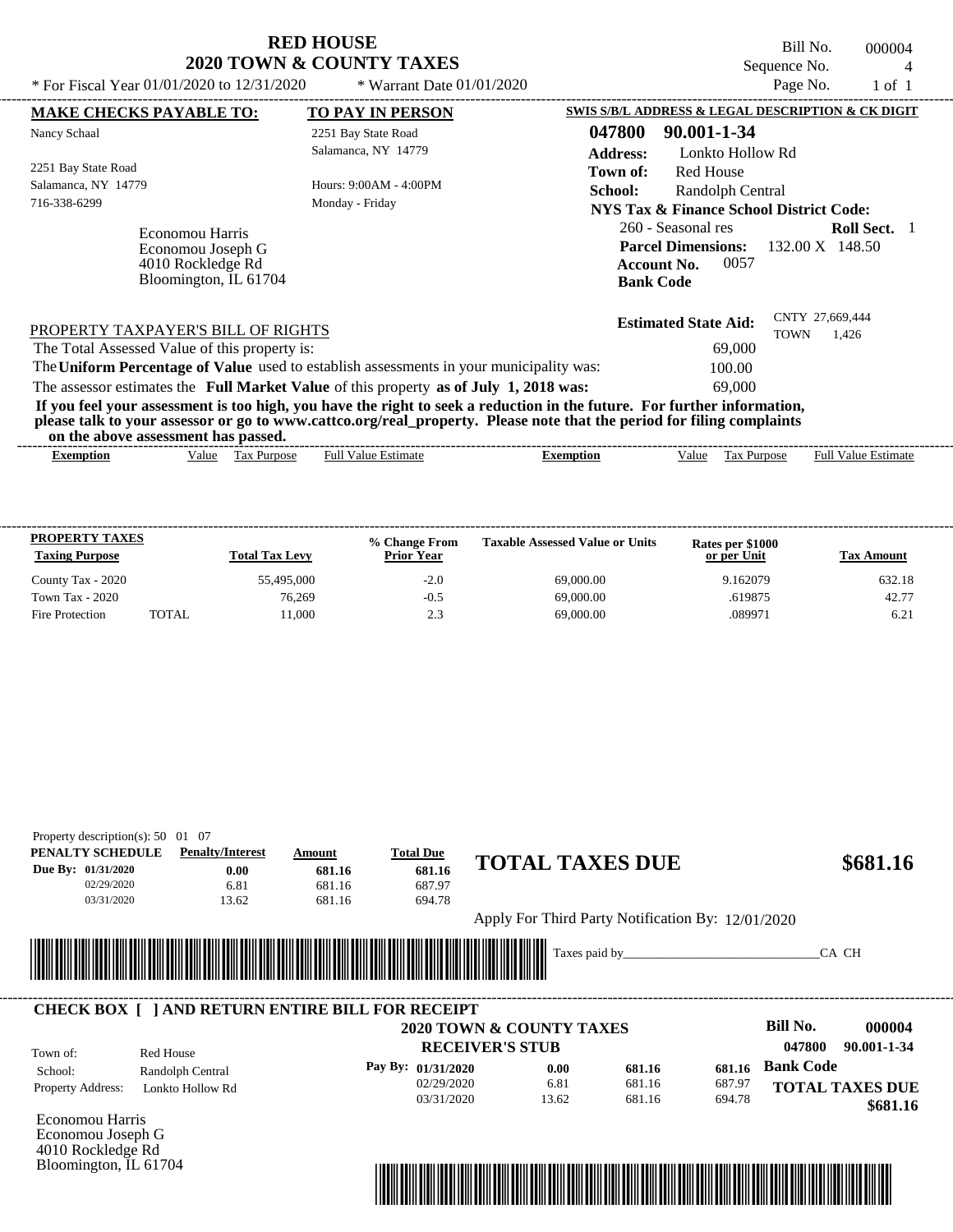# RED HOUSE
## 2020 TOWN & COUNTY TAXES

\* For Fiscal Year 01/01/2020 to 12/31/2020 \* Warrant Date 01/01/2020

Bill No. 000004
Sequence No. 4
Page No. 1 of 1

**MAKE CHECKS PAYABLE TO:**
Nancy Schaal

2251 Bay State Road
Salamanca, NY 14779
716-338-6299

**TO PAY IN PERSON**
2251 Bay State Road
Salamanca, NY 14779

Hours: 9:00AM - 4:00PM
Monday - Friday

Economou Harris
Economou Joseph G
4010 Rockledge Rd
Bloomington, IL 61704

**SWIS S/B/L ADDRESS & LEGAL DESCRIPTION & CK DIGIT**

**047800 90.001-1-34**
**Address:** Lonkto Hollow Rd
**Town of:** Red House
**School:** Randolph Central
**NYS Tax & Finance School District Code:**
260 - Seasonal res **Roll Sect.** 1
**Parcel Dimensions:** 132.00 X 148.50
**Account No.** 0057
**Bank Code**

**Estimated State Aid:** CNTY 27,669,444 TOWN 1,426

PROPERTY TAXPAYER'S BILL OF RIGHTS

The Total Assessed Value of this property is: 69,000
The **Uniform Percentage of Value** used to establish assessments in your municipality was: 100.00
The assessor estimates the **Full Market Value** of this property **as of July 1, 2018 was:** 69,000

**If you feel your assessment is too high, you have the right to seek a reduction in the future. For further information, please talk to your assessor or go to www.cattco.org/real_property. Please note that the period for filing complaints on the above assessment has passed.**

| Exemption | Value | Tax Purpose | Full Value Estimate | Exemption | Value | Tax Purpose | Full Value Estimate |
|---|---|---|---|---|---|---|---|

| PROPERTY TAXES Taxing Purpose | | Total Tax Levy | % Change From Prior Year | Taxable Assessed Value or Units | Rates per $1000 or per Unit | Tax Amount |
|---|---|---|---|---|---|---|
| County Tax - 2020 | | 55,495,000 | -2.0 | 69,000.00 | 9.162079 | 632.18 |
| Town Tax - 2020 | | 76,269 | -0.5 | 69,000.00 | .619875 | 42.77 |
| Fire Protection | TOTAL | 11,000 | 2.3 | 69,000.00 | .089971 | 6.21 |

Property description(s): 50 01 07

| PENALTY SCHEDULE | Penalty/Interest | Amount | Total Due |
|---|---|---|---|
| Due By: 01/31/2020 | 0.00 | 681.16 | 681.16 |
| 02/29/2020 | 6.81 | 681.16 | 687.97 |
| 03/31/2020 | 13.62 | 681.16 | 694.78 |

## TOTAL TAXES DUE $681.16

Apply For Third Party Notification By: 12/01/2020

Taxes paid by\_\_\_\_\_\_\_\_\_\_\_\_\_\_\_\_\_\_\_\_\_\_\_\_\_\_\_\_\_\_CA CH

**CHECK BOX [ ] AND RETURN ENTIRE BILL FOR RECEIPT**

**2020 TOWN & COUNTY TAXES**
**RECEIVER'S STUB**

**Bill No. 000004**
**047800 90.001-1-34**

Town of: Red House
School: Randolph Central
Property Address: Lonkto Hollow Rd

| Pay By: | | | |
|---|---|---|---|
| 01/31/2020 | 0.00 | 681.16 | 681.16 |
| 02/29/2020 | 6.81 | 681.16 | 687.97 |
| 03/31/2020 | 13.62 | 681.16 | 694.78 |

**Bank Code**
**TOTAL TAXES DUE $681.16**

Economou Harris
Economou Joseph G
4010 Rockledge Rd
Bloomington, IL 61704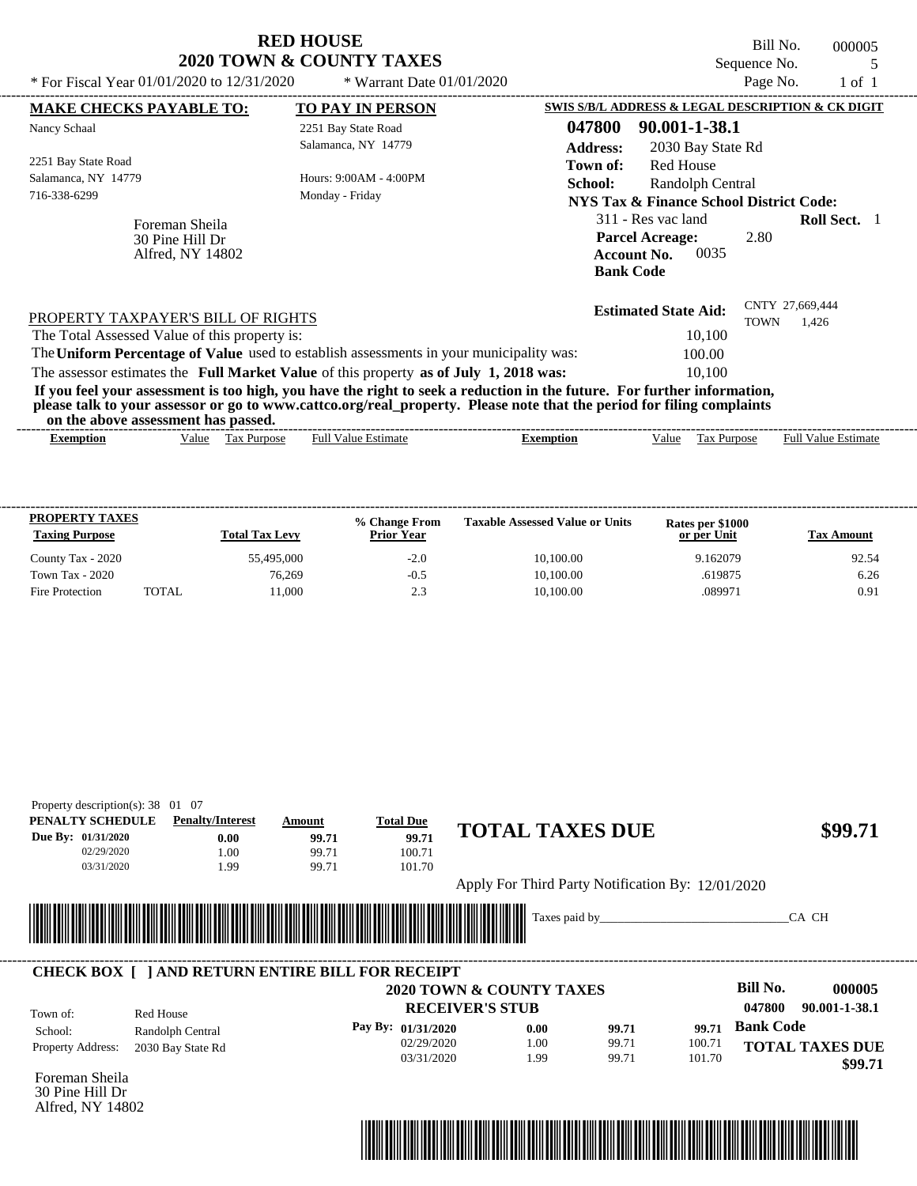# RED HOUSE
## 2020 TOWN & COUNTY TAXES

Bill No. 000005
Sequence No. 5
Page No. 1 of 1

* For Fiscal Year 01/01/2020 to 12/31/2020 * Warrant Date 01/01/2020

**MAKE CHECKS PAYABLE TO:**
Nancy Schaal

2251 Bay State Road
Salamanca, NY 14779
716-338-6299

**TO PAY IN PERSON**
2251 Bay State Road
Salamanca, NY 14779

Hours: 9:00AM - 4:00PM
Monday - Friday

Foreman Sheila
30 Pine Hill Dr
Alfred, NY 14802

**SWIS S/B/L ADDRESS & LEGAL DESCRIPTION & CK DIGIT**
**047800 90.001-1-38.1**
**Address:** 2030 Bay State Rd
**Town of:** Red House
**School:** Randolph Central
**NYS Tax & Finance School District Code:**
311 - Res vac land **Roll Sect.** 1
**Parcel Acreage:** 2.80
**Account No.** 0035
**Bank Code**

**Estimated State Aid:** CNTY 27,669,444 TOWN 1,426

PROPERTY TAXPAYER'S BILL OF RIGHTS

The Total Assessed Value of this property is: 10,100
The **Uniform Percentage of Value** used to establish assessments in your municipality was: 100.00
The assessor estimates the **Full Market Value** of this property **as of July 1, 2018 was:** 10,100

**If you feel your assessment is too high, you have the right to seek a reduction in the future. For further information, please talk to your assessor or go to www.cattco.org/real_property. Please note that the period for filing complaints on the above assessment has passed.**

| Exemption | Value | Tax Purpose | Full Value Estimate | Exemption | Value | Tax Purpose | Full Value Estimate |
|---|---|---|---|---|---|---|---|

| PROPERTY TAXES Taxing Purpose | | Total Tax Levy | % Change From Prior Year | Taxable Assessed Value or Units | Rates per $1000 or per Unit | Tax Amount |
|---|---|---|---|---|---|---|
| County Tax - 2020 | | 55,495,000 | -2.0 | 10,100.00 | 9.162079 | 92.54 |
| Town Tax - 2020 | | 76,269 | -0.5 | 10,100.00 | .619875 | 6.26 |
| Fire Protection | TOTAL | 11,000 | 2.3 | 10,100.00 | .089971 | 0.91 |

Property description(s): 38 01 07

| PENALTY SCHEDULE | Penalty/Interest | Amount | Total Due |
|---|---|---|---|
| Due By: 01/31/2020 | 0.00 | 99.71 | 99.71 |
| 02/29/2020 | 1.00 | 99.71 | 100.71 |
| 03/31/2020 | 1.99 | 99.71 | 101.70 |

**TOTAL TAXES DUE $99.71**

Apply For Third Party Notification By: 12/01/2020

Taxes paid by_______________________________CA CH

**CHECK BOX [ ] AND RETURN ENTIRE BILL FOR RECEIPT**

**2020 TOWN & COUNTY TAXES**
**RECEIVER'S STUB**

**Bill No. 000005**
**047800 90.001-1-38.1**

Town of: Red House
School: Randolph Central
Property Address: 2030 Bay State Rd

| Pay By: | | | |
|---|---|---|---|
| 01/31/2020 | 0.00 | 99.71 | 99.71 |
| 02/29/2020 | 1.00 | 99.71 | 100.71 |
| 03/31/2020 | 1.99 | 99.71 | 101.70 |

**Bank Code**

**TOTAL TAXES DUE $99.71**

Foreman Sheila
30 Pine Hill Dr
Alfred, NY 14802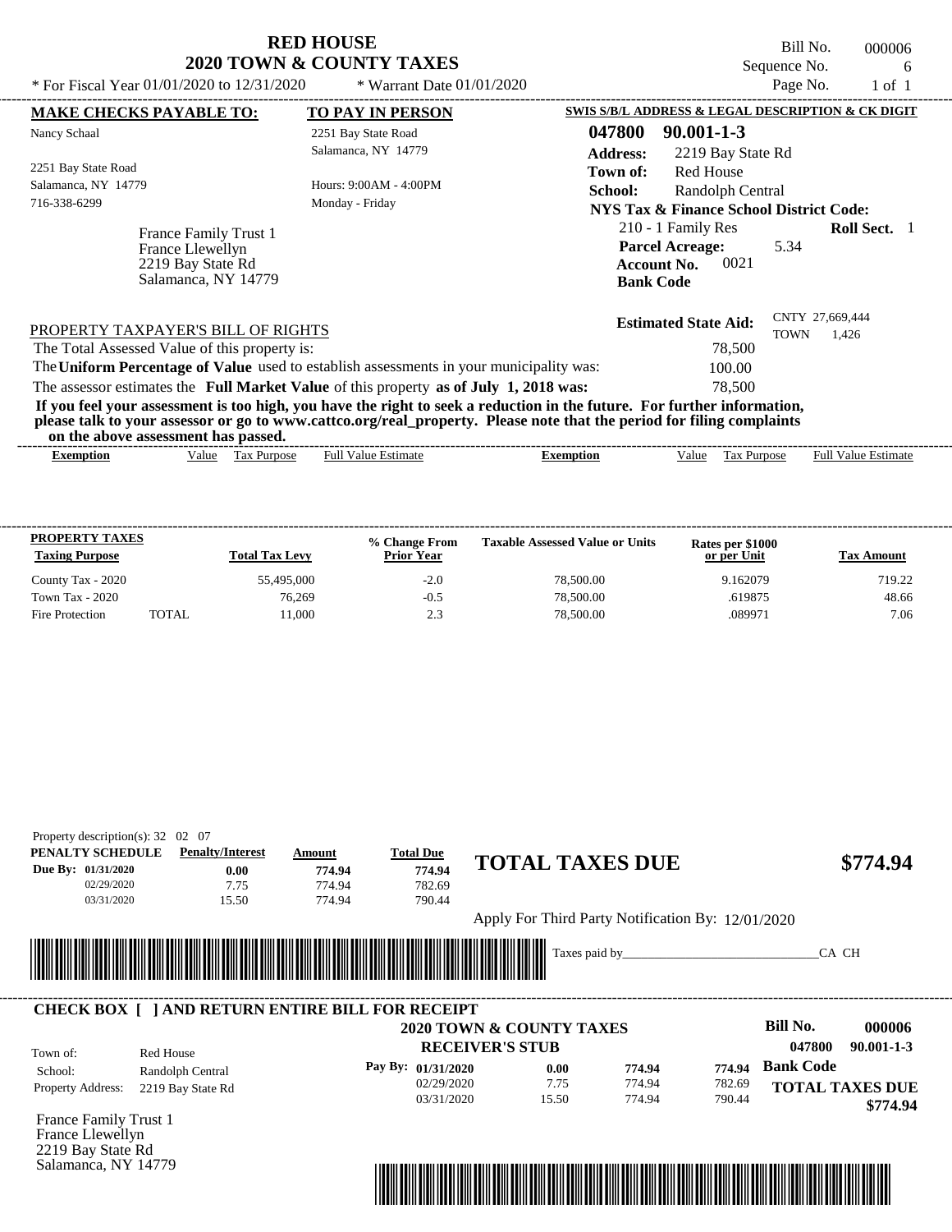# RED HOUSE
## 2020 TOWN & COUNTY TAXES

Bill No. 000006
Sequence No. 6
Page No. 1 of 1

* For Fiscal Year 01/01/2020 to 12/31/2020    * Warrant Date 01/01/2020

**MAKE CHECKS PAYABLE TO:**

Nancy Schaal

2251 Bay State Road
Salamanca, NY 14779
716-338-6299

**TO PAY IN PERSON**

2251 Bay State Road
Salamanca, NY 14779

Hours: 9:00AM - 4:00PM
Monday - Friday

France Family Trust 1
France Llewellyn
2219 Bay State Rd
Salamanca, NY 14779

**SWIS S/B/L ADDRESS & LEGAL DESCRIPTION & CK DIGIT**

**047800 90.001-1-3**

**Address:** 2219 Bay State Rd
**Town of:** Red House
**School:** Randolph Central
**NYS Tax & Finance School District Code:**
210 - 1 Family Res    **Roll Sect.** 1
**Parcel Acreage:** 5.34
**Account No.** 0021
**Bank Code**

**Estimated State Aid:** CNTY 27,669,444 TOWN 1,426

PROPERTY TAXPAYER'S BILL OF RIGHTS

The Total Assessed Value of this property is: 78,500

The **Uniform Percentage of Value** used to establish assessments in your municipality was: 100.00

The assessor estimates the **Full Market Value** of this property **as of July 1, 2018 was:** 78,500

**If you feel your assessment is too high, you have the right to seek a reduction in the future. For further information, please talk to your assessor or go to www.cattco.org/real_property. Please note that the period for filing complaints on the above assessment has passed.**

| Exemption | Value | Tax Purpose | Full Value Estimate | Exemption | Value | Tax Purpose | Full Value Estimate |
|---|---|---|---|---|---|---|---|

| PROPERTY TAXES Taxing Purpose | | Total Tax Levy | % Change From Prior Year | Taxable Assessed Value or Units | Rates per $1000 or per Unit | Tax Amount |
|---|---|---|---|---|---|---|
| County Tax - 2020 | | 55,495,000 | -2.0 | 78,500.00 | 9.162079 | 719.22 |
| Town Tax - 2020 | | 76,269 | -0.5 | 78,500.00 | .619875 | 48.66 |
| Fire Protection | TOTAL | 11,000 | 2.3 | 78,500.00 | .089971 | 7.06 |

Property description(s): 32 02 07

| PENALTY SCHEDULE | Penalty/Interest | Amount | Total Due |
|---|---|---|---|
| Due By: 01/31/2020 | 0.00 | 774.94 | 774.94 |
| 02/29/2020 | 7.75 | 774.94 | 782.69 |
| 03/31/2020 | 15.50 | 774.94 | 790.44 |

**TOTAL TAXES DUE $774.94**

Apply For Third Party Notification By: 12/01/2020

Taxes paid by_______________________________CA CH

**CHECK BOX [ ] AND RETURN ENTIRE BILL FOR RECEIPT**

**2020 TOWN & COUNTY TAXES**
**RECEIVER'S STUB**

**Bill No. 000006**
**047800 90.001-1-3**

| | |
|---|---|
| Town of: | Red House |
| School: | Randolph Central |
| Property Address: | 2219 Bay State Rd |

| Pay By: | Penalty/Interest | Amount | Total Due |
|---|---|---|---|
| 01/31/2020 | 0.00 | 774.94 | 774.94 |
| 02/29/2020 | 7.75 | 774.94 | 782.69 |
| 03/31/2020 | 15.50 | 774.94 | 790.44 |

**Bank Code**

**TOTAL TAXES DUE $774.94**

France Family Trust 1
France Llewellyn
2219 Bay State Rd
Salamanca, NY 14779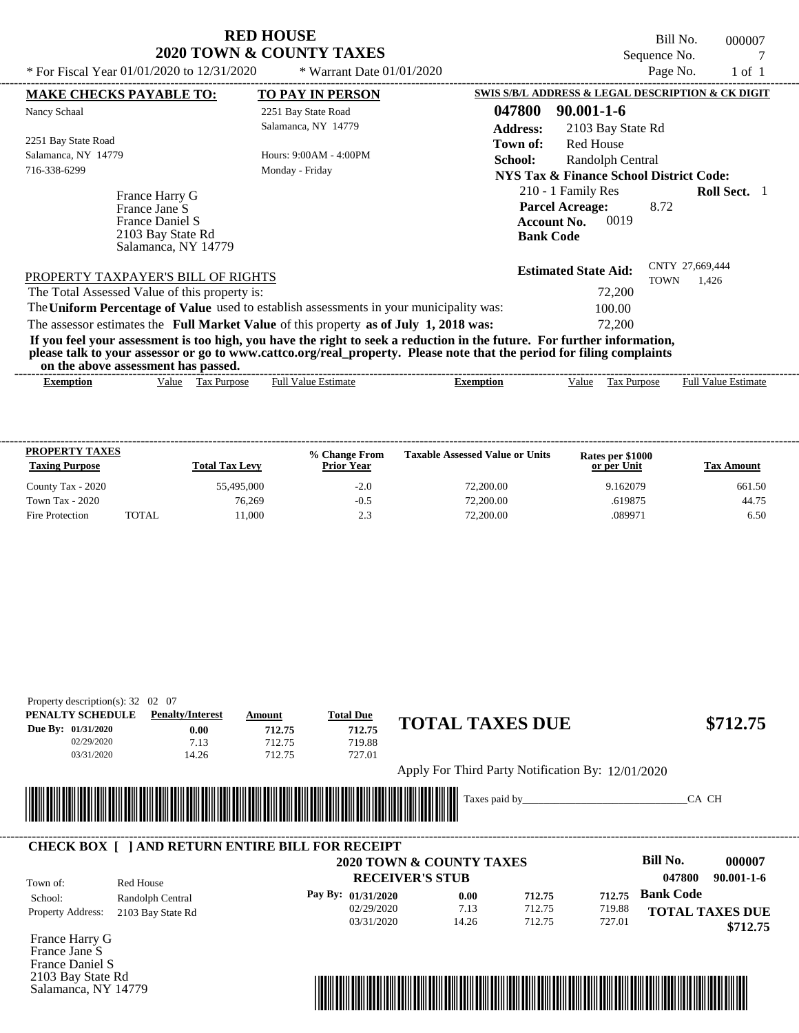# RED HOUSE
## 2020 TOWN & COUNTY TAXES

* For Fiscal Year 01/01/2020 to 12/31/2020 * Warrant Date 01/01/2020

Bill No. 000007
Sequence No. 7
Page No. 1 of 1

**MAKE CHECKS PAYABLE TO:**
Nancy Schaal
2251 Bay State Road
Salamanca, NY 14779
716-338-6299

**TO PAY IN PERSON**
2251 Bay State Road
Salamanca, NY 14779
Hours: 9:00AM - 4:00PM
Monday - Friday

**SWIS S/B/L ADDRESS & LEGAL DESCRIPTION & CK DIGIT**
**047800 90.001-1-6**
**Address:** 2103 Bay State Rd
**Town of:** Red House
**School:** Randolph Central
**NYS Tax & Finance School District Code:**
210 - 1 Family Res **Roll Sect.** 1
**Parcel Acreage:** 8.72
**Account No.** 0019
**Bank Code**

France Harry G
France Jane S
France Daniel S
2103 Bay State Rd
Salamanca, NY 14779

**Estimated State Aid:** CNTY 27,669,444 TOWN 1,426

PROPERTY TAXPAYER'S BILL OF RIGHTS

The Total Assessed Value of this property is: 72,200

The **Uniform Percentage of Value** used to establish assessments in your municipality was: 100.00

The assessor estimates the **Full Market Value** of this property **as of July 1, 2018 was:** 72,200

**If you feel your assessment is too high, you have the right to seek a reduction in the future. For further information, please talk to your assessor or go to www.cattco.org/real_property. Please note that the period for filing complaints on the above assessment has passed.**

| Exemption | Value | Tax Purpose | Full Value Estimate | Exemption | Value | Tax Purpose | Full Value Estimate |
|---|---|---|---|---|---|---|---|

| PROPERTY TAXES Taxing Purpose | | Total Tax Levy | % Change From Prior Year | Taxable Assessed Value or Units | Rates per $1000 or per Unit | Tax Amount |
|---|---|---|---|---|---|---|
| County Tax - 2020 | | 55,495,000 | -2.0 | 72,200.00 | 9.162079 | 661.50 |
| Town Tax - 2020 | | 76,269 | -0.5 | 72,200.00 | .619875 | 44.75 |
| Fire Protection | TOTAL | 11,000 | 2.3 | 72,200.00 | .089971 | 6.50 |

Property description(s): 32 02 07

| PENALTY SCHEDULE | Penalty/Interest | Amount | Total Due |
|---|---|---|---|
| Due By: 01/31/2020 | 0.00 | 712.75 | 712.75 |
| 02/29/2020 | 7.13 | 712.75 | 719.88 |
| 03/31/2020 | 14.26 | 712.75 | 727.01 |

**TOTAL TAXES DUE $712.75**

Apply For Third Party Notification By: 12/01/2020

Taxes paid by_______________________________CA CH

**CHECK BOX [ ] AND RETURN ENTIRE BILL FOR RECEIPT**

**2020 TOWN & COUNTY TAXES**
**RECEIVER'S STUB**

**Bill No. 000007**
**047800 90.001-1-6**

Town of: Red House
School: Randolph Central
Property Address: 2103 Bay State Rd

| Pay By: | | | | |
|---|---|---|---|---|
| 01/31/2020 | 0.00 | 712.75 | 712.75 | Bank Code |
| 02/29/2020 | 7.13 | 712.75 | 719.88 | |
| 03/31/2020 | 14.26 | 712.75 | 727.01 | |

**TOTAL TAXES DUE $712.75**

France Harry G
France Jane S
France Daniel S
2103 Bay State Rd
Salamanca, NY 14779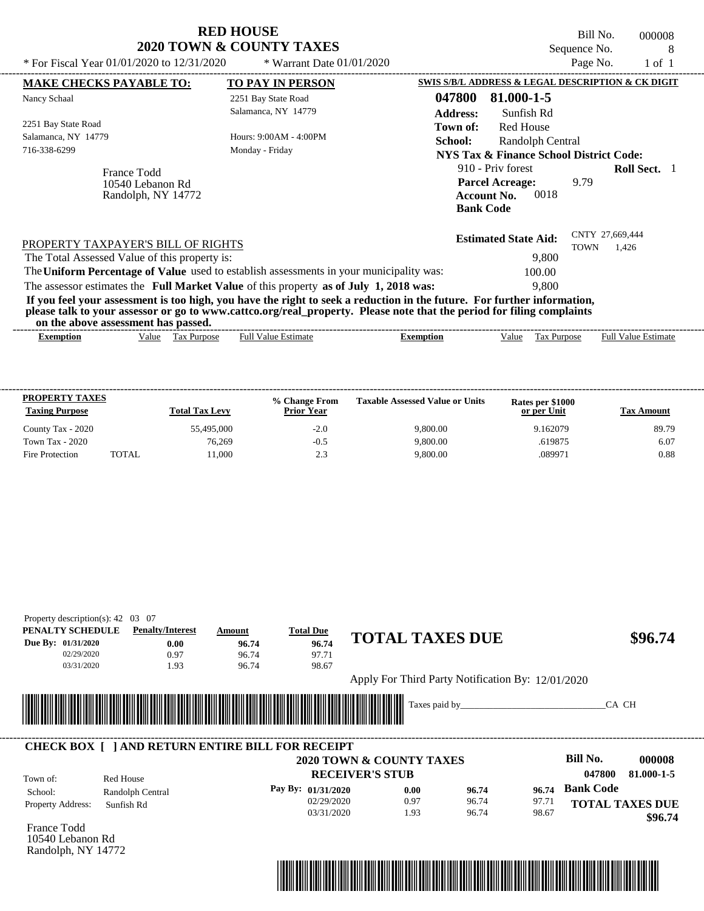# RED HOUSE
## 2020 TOWN & COUNTY TAXES

Bill No. 000008
Sequence No. 8
Page No. 1 of 1

* For Fiscal Year 01/01/2020 to 12/31/2020 * Warrant Date 01/01/2020

**MAKE CHECKS PAYABLE TO:**
Nancy Schaal

2251 Bay State Road
Salamanca, NY 14779
716-338-6299

**TO PAY IN PERSON**
2251 Bay State Road
Salamanca, NY 14779

Hours: 9:00AM - 4:00PM
Monday - Friday

France Todd
10540 Lebanon Rd
Randolph, NY 14772

**SWIS S/B/L ADDRESS & LEGAL DESCRIPTION & CK DIGIT**
**047800 81.000-1-5**
**Address:** Sunfish Rd
**Town of:** Red House
**School:** Randolph Central
**NYS Tax & Finance School District Code:**
910 - Priv forest **Roll Sect.** 1
**Parcel Acreage:** 9.79
**Account No.** 0018
**Bank Code**

**Estimated State Aid:** CNTY 27,669,444 TOWN 1,426

PROPERTY TAXPAYER'S BILL OF RIGHTS

The Total Assessed Value of this property is: 9,800
The **Uniform Percentage of Value** used to establish assessments in your municipality was: 100.00
The assessor estimates the **Full Market Value** of this property **as of July 1, 2018 was:** 9,800

**If you feel your assessment is too high, you have the right to seek a reduction in the future. For further information, please talk to your assessor or go to www.cattco.org/real_property. Please note that the period for filing complaints on the above assessment has passed.**

| Exemption | Value | Tax Purpose | Full Value Estimate | Exemption | Value | Tax Purpose | Full Value Estimate |
|---|---|---|---|---|---|---|---|

| PROPERTY TAXES Taxing Purpose | | Total Tax Levy | % Change From Prior Year | Taxable Assessed Value or Units | Rates per $1000 or per Unit | Tax Amount |
|---|---|---|---|---|---|---|
| County Tax - 2020 | | 55,495,000 | -2.0 | 9,800.00 | 9.162079 | 89.79 |
| Town Tax - 2020 | | 76,269 | -0.5 | 9,800.00 | .619875 | 6.07 |
| Fire Protection | TOTAL | 11,000 | 2.3 | 9,800.00 | .089971 | 0.88 |

Property description(s): 42 03 07

| PENALTY SCHEDULE | Penalty/Interest | Amount | Total Due |
|---|---|---|---|
| Due By: 01/31/2020 | 0.00 | 96.74 | 96.74 |
| 02/29/2020 | 0.97 | 96.74 | 97.71 |
| 03/31/2020 | 1.93 | 96.74 | 98.67 |

**TOTAL TAXES DUE $96.74**

Apply For Third Party Notification By: 12/01/2020

Taxes paid by_______________________________CA CH

**CHECK BOX [ ] AND RETURN ENTIRE BILL FOR RECEIPT**

**2020 TOWN & COUNTY TAXES**
**RECEIVER'S STUB**

**Bill No. 000008**
**047800 81.000-1-5**

Town of: Red House
School: Randolph Central
Property Address: Sunfish Rd

| Pay By: | | | |
|---|---|---|---|
| 01/31/2020 | 0.00 | 96.74 | 96.74 |
| 02/29/2020 | 0.97 | 96.74 | 97.71 |
| 03/31/2020 | 1.93 | 96.74 | 98.67 |

**Bank Code**
**TOTAL TAXES DUE $96.74**

France Todd
10540 Lebanon Rd
Randolph, NY 14772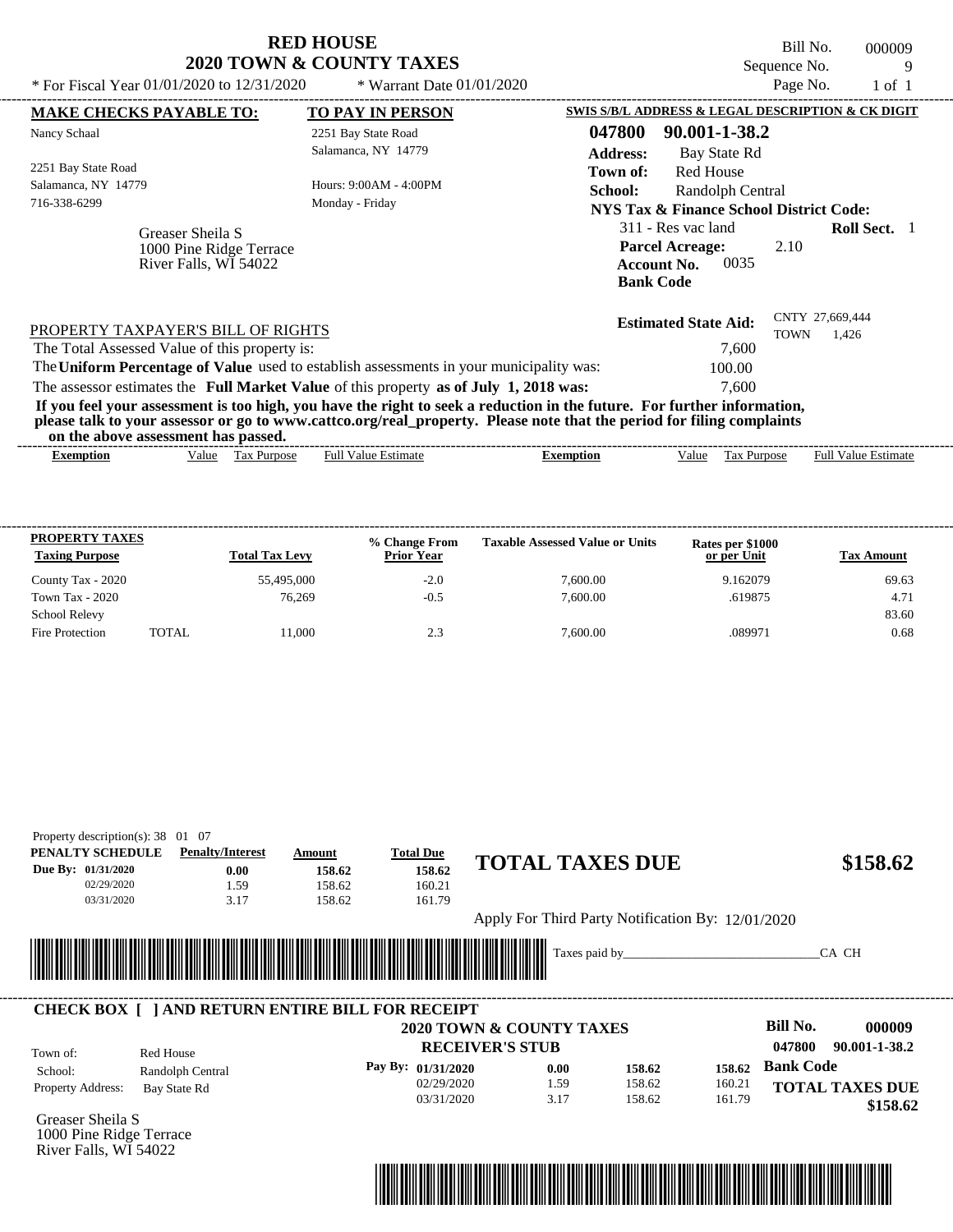# RED HOUSE
## 2020 TOWN & COUNTY TAXES

Bill No. 000009
Sequence No. 9
Page No. 1 of 1

* For Fiscal Year 01/01/2020 to 12/31/2020 * Warrant Date 01/01/2020

**MAKE CHECKS PAYABLE TO:**
Nancy Schaal

2251 Bay State Road
Salamanca, NY 14779
716-338-6299

**TO PAY IN PERSON**
2251 Bay State Road
Salamanca, NY 14779

Hours: 9:00AM - 4:00PM
Monday - Friday

Greaser Sheila S
1000 Pine Ridge Terrace
River Falls, WI 54022

**SWIS S/B/L ADDRESS & LEGAL DESCRIPTION & CK DIGIT**
**047800 90.001-1-38.2**
**Address:** Bay State Rd
**Town of:** Red House
**School:** Randolph Central
**NYS Tax & Finance School District Code:**
311 - Res vac land **Roll Sect.** 1
**Parcel Acreage:** 2.10
**Account No.** 0035
**Bank Code**

**Estimated State Aid:** CNTY 27,669,444 TOWN 1,426

PROPERTY TAXPAYER'S BILL OF RIGHTS

The Total Assessed Value of this property is: 7,600
The **Uniform Percentage of Value** used to establish assessments in your municipality was: 100.00
The assessor estimates the **Full Market Value** of this property **as of July 1, 2018 was:** 7,600

**If you feel your assessment is too high, you have the right to seek a reduction in the future. For further information, please talk to your assessor or go to www.cattco.org/real_property. Please note that the period for filing complaints on the above assessment has passed.**

| Exemption | Value | Tax Purpose | Full Value Estimate | Exemption | Value | Tax Purpose | Full Value Estimate |
|---|---|---|---|---|---|---|---|

| PROPERTY TAXES Taxing Purpose | | Total Tax Levy | % Change From Prior Year | Taxable Assessed Value or Units | Rates per $1000 or per Unit | Tax Amount |
|---|---|---|---|---|---|---|
| County Tax - 2020 | | 55,495,000 | -2.0 | 7,600.00 | 9.162079 | 69.63 |
| Town Tax - 2020 | | 76,269 | -0.5 | 7,600.00 | .619875 | 4.71 |
| School Relevy | | | | | | 83.60 |
| Fire Protection | TOTAL | 11,000 | 2.3 | 7,600.00 | .089971 | 0.68 |

Property description(s): 38 01 07

| PENALTY SCHEDULE | Penalty/Interest | Amount | Total Due |
|---|---|---|---|
| Due By: 01/31/2020 | 0.00 | 158.62 | 158.62 |
| 02/29/2020 | 1.59 | 158.62 | 160.21 |
| 03/31/2020 | 3.17 | 158.62 | 161.79 |

**TOTAL TAXES DUE $158.62**

Apply For Third Party Notification By: 12/01/2020

Taxes paid by______________________________CA CH

**CHECK BOX [ ] AND RETURN ENTIRE BILL FOR RECEIPT**

**2020 TOWN & COUNTY TAXES**
**RECEIVER'S STUB**

**Bill No. 000009**
047800 90.001-1-38.2

Town of: Red House
School: Randolph Central
Property Address: Bay State Rd

| Pay By: | | | |
|---|---|---|---|
| 01/31/2020 | 0.00 | 158.62 | 158.62 |
| 02/29/2020 | 1.59 | 158.62 | 160.21 |
| 03/31/2020 | 3.17 | 158.62 | 161.79 |

**Bank Code**
**TOTAL TAXES DUE $158.62**

Greaser Sheila S
1000 Pine Ridge Terrace
River Falls, WI 54022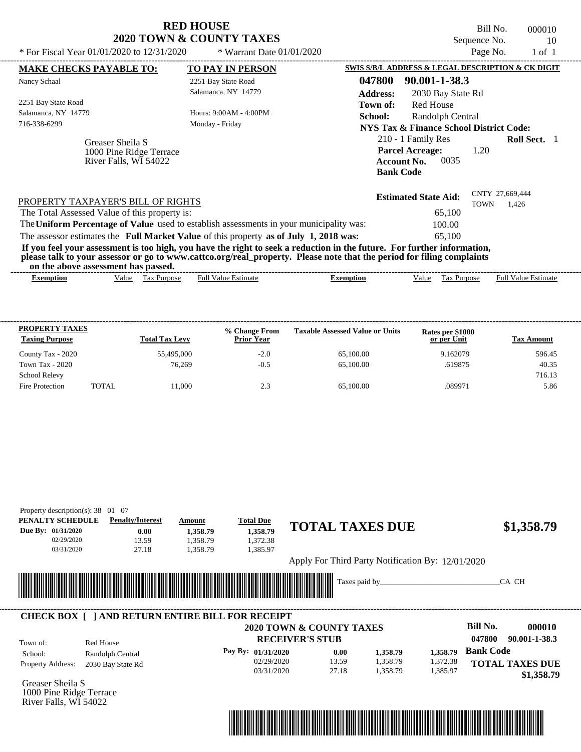# RED HOUSE
## 2020 TOWN & COUNTY TAXES

\* For Fiscal Year 01/01/2020 to 12/31/2020 \* Warrant Date 01/01/2020

Bill No. 000010
Sequence No. 10
Page No. 1 of 1

**MAKE CHECKS PAYABLE TO:**
Nancy Schaal
2251 Bay State Road
Salamanca, NY 14779
716-338-6299

**TO PAY IN PERSON**
2251 Bay State Road
Salamanca, NY 14779
Hours: 9:00AM - 4:00PM
Monday - Friday

Greaser Sheila S
1000 Pine Ridge Terrace
River Falls, WI 54022

**SWIS S/B/L ADDRESS & LEGAL DESCRIPTION & CK DIGIT**

**047800 90.001-1-38.3**
**Address:** 2030 Bay State Rd
**Town of:** Red House
**School:** Randolph Central
**NYS Tax & Finance School District Code:**
210 - 1 Family Res **Roll Sect.** 1
**Parcel Acreage:** 1.20
**Account No.** 0035
**Bank Code**

**Estimated State Aid:** CNTY 27,669,444 TOWN 1,426

PROPERTY TAXPAYER'S BILL OF RIGHTS

The Total Assessed Value of this property is: 65,100
The **Uniform Percentage of Value** used to establish assessments in your municipality was: 100.00
The assessor estimates the **Full Market Value** of this property **as of July 1, 2018 was:** 65,100

**If you feel your assessment is too high, you have the right to seek a reduction in the future. For further information, please talk to your assessor or go to www.cattco.org/real_property. Please note that the period for filing complaints on the above assessment has passed.**

| Exemption | Value | Tax Purpose | Full Value Estimate | Exemption | Value | Tax Purpose | Full Value Estimate |
|---|---|---|---|---|---|---|---|

| PROPERTY TAXES Taxing Purpose | | Total Tax Levy | % Change From Prior Year | Taxable Assessed Value or Units | Rates per $1000 or per Unit | Tax Amount |
|---|---|---|---|---|---|---|
| County Tax - 2020 | | 55,495,000 | -2.0 | 65,100.00 | 9.162079 | 596.45 |
| Town Tax - 2020 | | 76,269 | -0.5 | 65,100.00 | .619875 | 40.35 |
| School Relevy | | | | | | 716.13 |
| Fire Protection | TOTAL | 11,000 | 2.3 | 65,100.00 | .089971 | 5.86 |

Property description(s): 38 01 07

| PENALTY SCHEDULE | Penalty/Interest | Amount | Total Due |
|---|---|---|---|
| Due By: 01/31/2020 | 0.00 | 1,358.79 | 1,358.79 |
| 02/29/2020 | 13.59 | 1,358.79 | 1,372.38 |
| 03/31/2020 | 27.18 | 1,358.79 | 1,385.97 |

**TOTAL TAXES DUE $1,358.79**

Apply For Third Party Notification By: 12/01/2020

Taxes paid by_______________________________CA CH

**CHECK BOX [ ] AND RETURN ENTIRE BILL FOR RECEIPT**

**2020 TOWN & COUNTY TAXES**
**RECEIVER'S STUB**

**Bill No. 000010**
**047800 90.001-1-38.3**

Town of: Red House
School: Randolph Central
Property Address: 2030 Bay State Rd

| Pay By: | | | |
|---|---|---|---|
| 01/31/2020 | 0.00 | 1,358.79 | 1,358.79 |
| 02/29/2020 | 13.59 | 1,358.79 | 1,372.38 |
| 03/31/2020 | 27.18 | 1,358.79 | 1,385.97 |

**Bank Code**

**TOTAL TAXES DUE $1,358.79**

Greaser Sheila S
1000 Pine Ridge Terrace
River Falls, WI 54022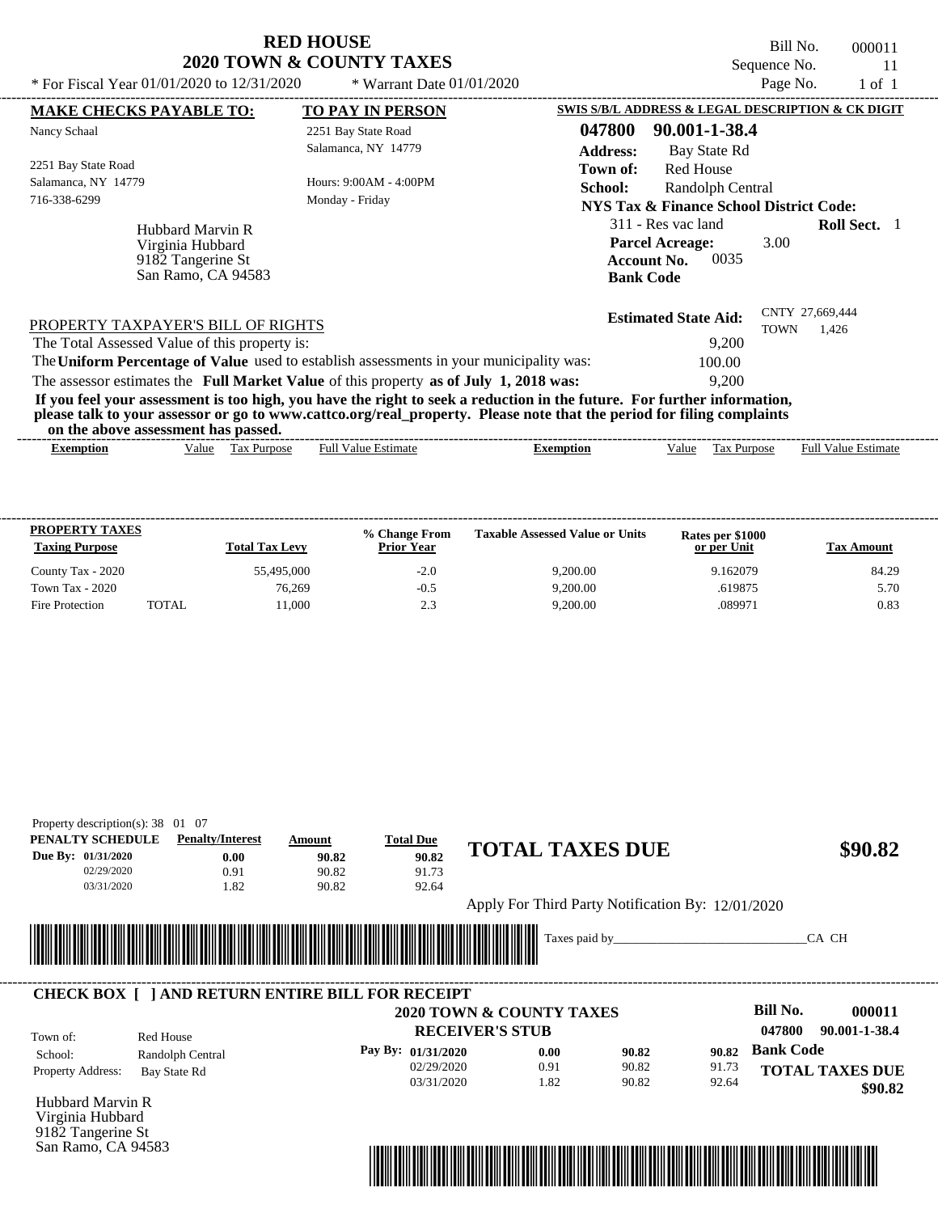# RED HOUSE
## 2020 TOWN & COUNTY TAXES

* For Fiscal Year 01/01/2020 to 12/31/2020 * Warrant Date 01/01/2020

Bill No. 000011
Sequence No. 11
Page No. 1 of 1

**MAKE CHECKS PAYABLE TO:**
Nancy Schaal

2251 Bay State Road
Salamanca, NY 14779
716-338-6299

**TO PAY IN PERSON**
2251 Bay State Road
Salamanca, NY 14779

Hours: 9:00AM - 4:00PM
Monday - Friday

Hubbard Marvin R
Virginia Hubbard
9182 Tangerine St
San Ramo, CA 94583

**SWIS S/B/L ADDRESS & LEGAL DESCRIPTION & CK DIGIT**

**047800 90.001-1-38.4**
**Address:** Bay State Rd
**Town of:** Red House
**School:** Randolph Central
**NYS Tax & Finance School District Code:**
311 - Res vac land **Roll Sect.** 1
**Parcel Acreage:** 3.00
**Account No.** 0035
**Bank Code**

**Estimated State Aid:** CNTY 27,669,444 TOWN 1,426

PROPERTY TAXPAYER'S BILL OF RIGHTS

The Total Assessed Value of this property is: 9,200
The **Uniform Percentage of Value** used to establish assessments in your municipality was: 100.00
The assessor estimates the **Full Market Value** of this property **as of July 1, 2018 was:** 9,200

**If you feel your assessment is too high, you have the right to seek a reduction in the future. For further information, please talk to your assessor or go to www.cattco.org/real_property. Please note that the period for filing complaints on the above assessment has passed.**

| Exemption | Value | Tax Purpose | Full Value Estimate | Exemption | Value | Tax Purpose | Full Value Estimate |
|---|---|---|---|---|---|---|---|

| PROPERTY TAXES Taxing Purpose | | Total Tax Levy | % Change From Prior Year | Taxable Assessed Value or Units | Rates per $1000 or per Unit | Tax Amount |
|---|---|---|---|---|---|---|
| County Tax - 2020 | | 55,495,000 | -2.0 | 9,200.00 | 9.162079 | 84.29 |
| Town Tax - 2020 | | 76,269 | -0.5 | 9,200.00 | .619875 | 5.70 |
| Fire Protection | TOTAL | 11,000 | 2.3 | 9,200.00 | .089971 | 0.83 |

Property description(s): 38 01 07

| PENALTY SCHEDULE | Penalty/Interest | Amount | Total Due |
|---|---|---|---|
| Due By: 01/31/2020 | 0.00 | 90.82 | 90.82 |
| 02/29/2020 | 0.91 | 90.82 | 91.73 |
| 03/31/2020 | 1.82 | 90.82 | 92.64 |

# TOTAL TAXES DUE $90.82

Apply For Third Party Notification By: 12/01/2020

Taxes paid by_______________________________CA CH

**CHECK BOX [ ] AND RETURN ENTIRE BILL FOR RECEIPT**

**2020 TOWN & COUNTY TAXES**
**RECEIVER'S STUB**

Bill No. **000011**
**047800 90.001-1-38.4**

Town of: Red House
School: Randolph Central
Property Address: Bay State Rd

| | | | |
|---|---|---|---|
| Pay By: 01/31/2020 | 0.00 | 90.82 | 90.82 |
| 02/29/2020 | 0.91 | 90.82 | 91.73 |
| 03/31/2020 | 1.82 | 90.82 | 92.64 |

**Bank Code**
**TOTAL TAXES DUE $90.82**

Hubbard Marvin R
Virginia Hubbard
9182 Tangerine St
San Ramo, CA 94583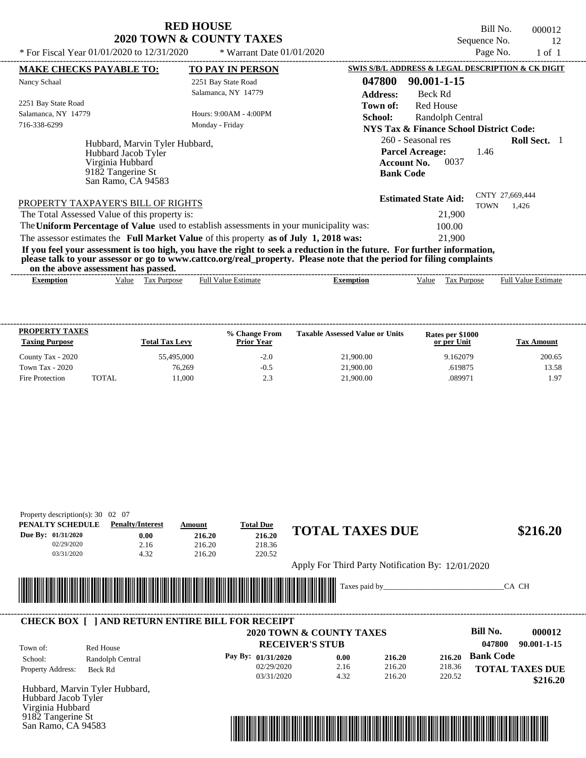# RED HOUSE
## 2020 TOWN & COUNTY TAXES

\* For Fiscal Year 01/01/2020 to 12/31/2020 \* Warrant Date 01/01/2020

Bill No. 000012
Sequence No. 12
Page No. 1 of 1

| MAKE CHECKS PAYABLE TO: | TO PAY IN PERSON | SWIS S/B/L ADDRESS & LEGAL DESCRIPTION & CK DIGIT |
|---|---|---|
| Nancy Schaal | 2251 Bay State Road | 047800 90.001-1-15 |
| 2251 Bay State Road | Salamanca, NY 14779 | Address: Beck Rd |
| Salamanca, NY 14779 | Hours: 9:00AM - 4:00PM | Town of: Red House |
| 716-338-6299 | Monday - Friday | School: Randolph Central |

Hubbard, Marvin Tyler Hubbard,
Hubbard Jacob Tyler
Virginia Hubbard
9182 Tangerine St
San Ramo, CA 94583

**NYS Tax & Finance School District Code:**
260 - Seasonal res **Roll Sect.** 1
**Parcel Acreage:** 1.46
**Account No.** 0037
**Bank Code**

**Estimated State Aid:** CNTY 27,669,444 TOWN 1,426

PROPERTY TAXPAYER'S BILL OF RIGHTS

The Total Assessed Value of this property is: 21,900
The **Uniform Percentage of Value** used to establish assessments in your municipality was: 100.00
The assessor estimates the **Full Market Value** of this property **as of July 1, 2018 was:** 21,900

**If you feel your assessment is too high, you have the right to seek a reduction in the future. For further information, please talk to your assessor or go to www.cattco.org/real_property. Please note that the period for filing complaints on the above assessment has passed.**

| Exemption | Value | Tax Purpose | Full Value Estimate | Exemption | Value | Tax Purpose | Full Value Estimate |
|---|---|---|---|---|---|---|---|

| PROPERTY TAXES Taxing Purpose | | Total Tax Levy | % Change From Prior Year | Taxable Assessed Value or Units | Rates per $1000 or per Unit | Tax Amount |
|---|---|---|---|---|---|---|
| County Tax - 2020 | | 55,495,000 | -2.0 | 21,900.00 | 9.162079 | 200.65 |
| Town Tax - 2020 | | 76,269 | -0.5 | 21,900.00 | .619875 | 13.58 |
| Fire Protection | TOTAL | 11,000 | 2.3 | 21,900.00 | .089971 | 1.97 |

Property description(s): 30 02 07

| PENALTY SCHEDULE | Penalty/Interest | Amount | Total Due |
|---|---|---|---|
| Due By: 01/31/2020 | 0.00 | 216.20 | 216.20 |
| 02/29/2020 | 2.16 | 216.20 | 218.36 |
| 03/31/2020 | 4.32 | 216.20 | 220.52 |

**TOTAL TAXES DUE $216.20**

Apply For Third Party Notification By: 12/01/2020

Taxes paid by_______________________________CA CH

**CHECK BOX [ ] AND RETURN ENTIRE BILL FOR RECEIPT**

**2020 TOWN & COUNTY TAXES**
**RECEIVER'S STUB**

**Bill No. 000012**
**047800 90.001-1-15**

Town of: Red House
School: Randolph Central
Property Address: Beck Rd

| Pay By: | | | |
|---|---|---|---|
| 01/31/2020 | 0.00 | 216.20 | 216.20 |
| 02/29/2020 | 2.16 | 216.20 | 218.36 |
| 03/31/2020 | 4.32 | 216.20 | 220.52 |

**Bank Code**

**TOTAL TAXES DUE $216.20**

Hubbard, Marvin Tyler Hubbard,
Hubbard Jacob Tyler
Virginia Hubbard
9182 Tangerine St
San Ramo, CA 94583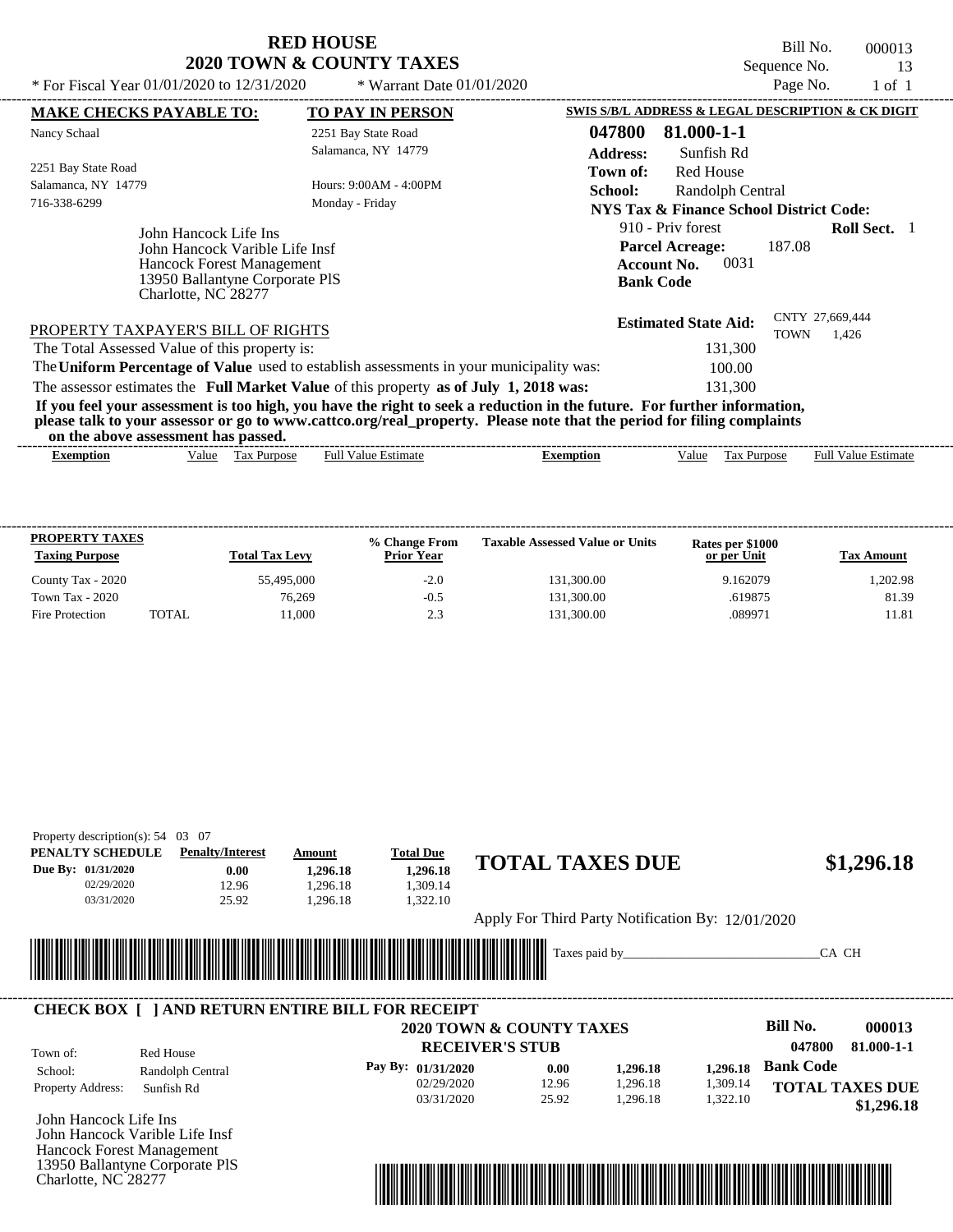# RED HOUSE
## 2020 TOWN & COUNTY TAXES

Bill No. 000013
Sequence No. 13
Page No. 1 of 1

* For Fiscal Year 01/01/2020 to 12/31/2020 * Warrant Date 01/01/2020

**MAKE CHECKS PAYABLE TO:**

Nancy Schaal

2251 Bay State Road
Salamanca, NY 14779
716-338-6299

**TO PAY IN PERSON**

2251 Bay State Road
Salamanca, NY 14779

Hours: 9:00AM - 4:00PM
Monday - Friday

**SWIS S/B/L ADDRESS & LEGAL DESCRIPTION & CK DIGIT**

**047800 81.000-1-1**

**Address:** Sunfish Rd
**Town of:** Red House
**School:** Randolph Central

**NYS Tax & Finance School District Code:**

910 - Priv forest **Roll Sect.** 1
**Parcel Acreage:** 187.08
**Account No.** 0031
**Bank Code**

John Hancock Life Ins
John Hancock Varible Life Insf
Hancock Forest Management
13950 Ballantyne Corporate PlS
Charlotte, NC 28277

**Estimated State Aid:** CNTY 27,669,444 TOWN 1,426

PROPERTY TAXPAYER'S BILL OF RIGHTS

The Total Assessed Value of this property is: 131,300

The **Uniform Percentage of Value** used to establish assessments in your municipality was: 100.00

The assessor estimates the **Full Market Value** of this property **as of July 1, 2018 was:** 131,300

**If you feel your assessment is too high, you have the right to seek a reduction in the future. For further information, please talk to your assessor or go to www.cattco.org/real_property. Please note that the period for filing complaints on the above assessment has passed.**

| Exemption | Value | Tax Purpose | Full Value Estimate | Exemption | Value | Tax Purpose | Full Value Estimate |
|---|---|---|---|---|---|---|---|

| PROPERTY TAXES Taxing Purpose | | Total Tax Levy | % Change From Prior Year | Taxable Assessed Value or Units | Rates per $1000 or per Unit | Tax Amount |
|---|---|---|---|---|---|---|
| County Tax - 2020 | | 55,495,000 | -2.0 | 131,300.00 | 9.162079 | 1,202.98 |
| Town Tax - 2020 | | 76,269 | -0.5 | 131,300.00 | .619875 | 81.39 |
| Fire Protection | TOTAL | 11,000 | 2.3 | 131,300.00 | .089971 | 11.81 |

Property description(s): 54 03 07

| PENALTY SCHEDULE | Penalty/Interest | Amount | Total Due |
|---|---|---|---|
| Due By: 01/31/2020 | 0.00 | 1,296.18 | 1,296.18 |
| 02/29/2020 | 12.96 | 1,296.18 | 1,309.14 |
| 03/31/2020 | 25.92 | 1,296.18 | 1,322.10 |

**TOTAL TAXES DUE $1,296.18**

Apply For Third Party Notification By: 12/01/2020

Taxes paid by_______________________________CA CH

**CHECK BOX [ ] AND RETURN ENTIRE BILL FOR RECEIPT**

**2020 TOWN & COUNTY TAXES**
**RECEIVER'S STUB**

**Bill No. 000013**
**047800 81.000-1-1**

Town of: Red House
School: Randolph Central
Property Address: Sunfish Rd

| Pay By: | | | |
|---|---|---|---|
| 01/31/2020 | 0.00 | 1,296.18 | 1,296.18 |
| 02/29/2020 | 12.96 | 1,296.18 | 1,309.14 |
| 03/31/2020 | 25.92 | 1,296.18 | 1,322.10 |

**Bank Code**

**TOTAL TAXES DUE $1,296.18**

John Hancock Life Ins
John Hancock Varible Life Insf
Hancock Forest Management
13950 Ballantyne Corporate PlS
Charlotte, NC 28277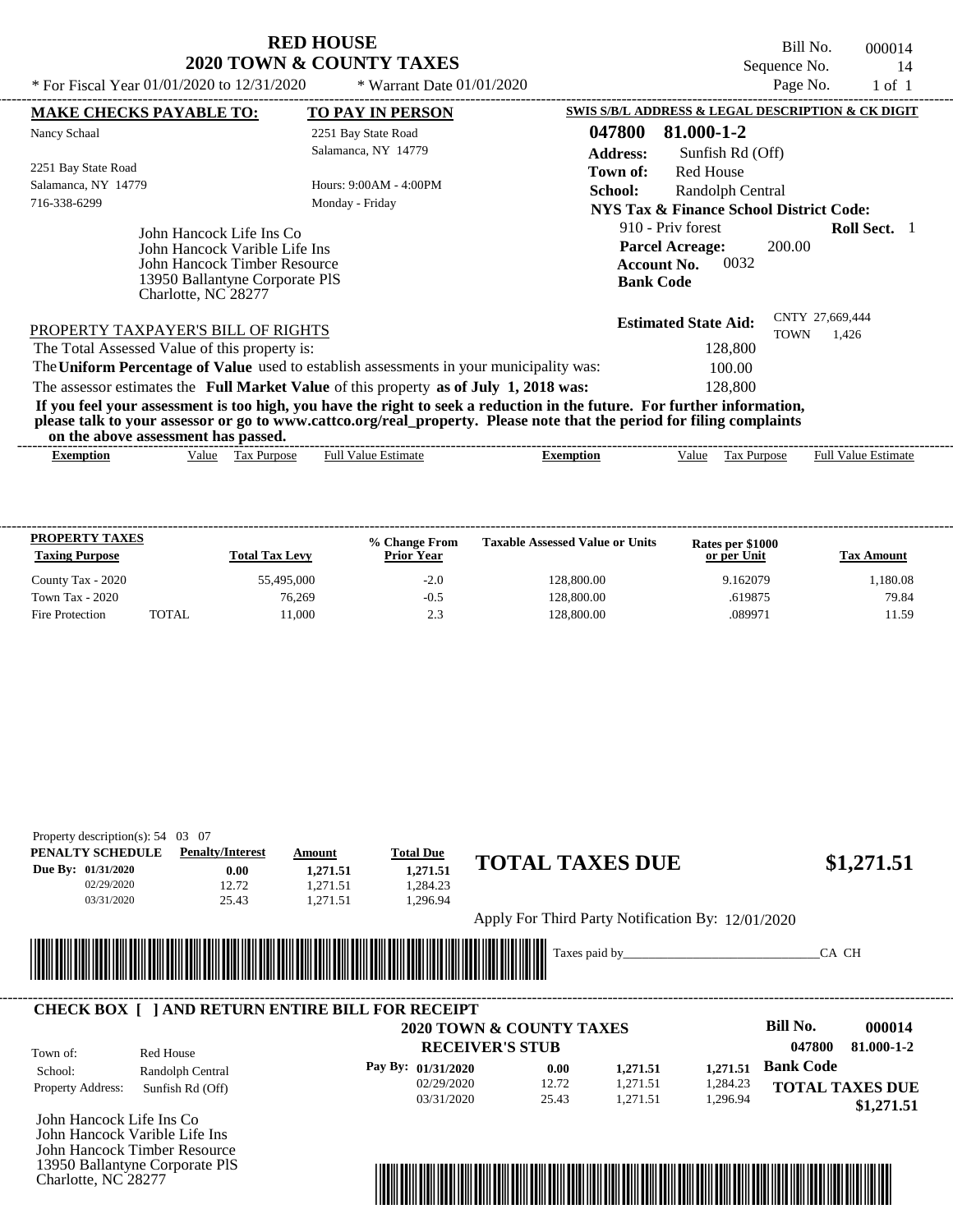# RED HOUSE
## 2020 TOWN & COUNTY TAXES

Bill No. 000014
Sequence No. 14

* For Fiscal Year 01/01/2020 to 12/31/2020 * Warrant Date 01/01/2020

| **MAKE CHECKS PAYABLE TO:** | **TO PAY IN PERSON** | **SWIS S/B/L ADDRESS & LEGAL DESCRIPTION & CK DIGIT** |
|---|---|---|
| Nancy Schaal | 2251 Bay State Road | **047800 81.000-1-2** |
| 2251 Bay State Road | Salamanca, NY 14779 | **Address:** Sunfish Rd (Off) |
| Salamanca, NY 14779 | Hours: 9:00AM - 4:00PM | **Town of:** Red House |
| 716-338-6299 | Monday - Friday | **School:** Randolph Central |

**NYS Tax & Finance School District Code:**
910 - Priv forest **Roll Sect.** 1
**Parcel Acreage:** 200.00
**Account No.** 0032
**Bank Code**

John Hancock Life Ins Co
John Hancock Varible Life Ins
John Hancock Timber Resource
13950 Ballantyne Corporate PlS
Charlotte, NC 28277

**Estimated State Aid:** CNTY 27,669,444 TOWN 1,426

PROPERTY TAXPAYER'S BILL OF RIGHTS

The Total Assessed Value of this property is: 128,800

The **Uniform Percentage of Value** used to establish assessments in your municipality was: 100.00

The assessor estimates the **Full Market Value** of this property **as of July 1, 2018 was:** 128,800

**If you feel your assessment is too high, you have the right to seek a reduction in the future. For further information, please talk to your assessor or go to www.cattco.org/real_property. Please note that the period for filing complaints on the above assessment has passed.**

| Exemption | Value | Tax Purpose | Full Value Estimate | Exemption | Value | Tax Purpose | Full Value Estimate |
|---|---|---|---|---|---|---|---|

| PROPERTY TAXES Taxing Purpose | | Total Tax Levy | % Change From Prior Year | Taxable Assessed Value or Units | Rates per $1000 or per Unit | Tax Amount |
|---|---|---|---|---|---|---|
| County Tax - 2020 | | 55,495,000 | -2.0 | 128,800.00 | 9.162079 | 1,180.08 |
| Town Tax - 2020 | | 76,269 | -0.5 | 128,800.00 | .619875 | 79.84 |
| Fire Protection | TOTAL | 11,000 | 2.3 | 128,800.00 | .089971 | 11.59 |

Property description(s): 54 03 07

| PENALTY SCHEDULE | Penalty/Interest | Amount | Total Due |
|---|---|---|---|
| Due By: 01/31/2020 | 0.00 | 1,271.51 | 1,271.51 |
| 02/29/2020 | 12.72 | 1,271.51 | 1,284.23 |
| 03/31/2020 | 25.43 | 1,271.51 | 1,296.94 |

## TOTAL TAXES DUE $1,271.51

Apply For Third Party Notification By: 12/01/2020

Taxes paid by_______________________________CA CH

### CHECK BOX [ ] AND RETURN ENTIRE BILL FOR RECEIPT

**2020 TOWN & COUNTY TAXES**
**RECEIVER'S STUB**

Bill No. 000014
047800 81.000-1-2

| | | | | | | |
|---|---|---|---|---|---|---|
| Town of: | Red House | Pay By: 01/31/2020 | 0.00 | 1,271.51 | 1,271.51 | **Bank Code** |
| School: | Randolph Central | 02/29/2020 | 12.72 | 1,271.51 | 1,284.23 | |
| Property Address: | Sunfish Rd (Off) | 03/31/2020 | 25.43 | 1,271.51 | 1,296.94 | |

**TOTAL TAXES DUE $1,271.51**

John Hancock Life Ins Co
John Hancock Varible Life Ins
John Hancock Timber Resource
13950 Ballantyne Corporate PlS
Charlotte, NC 28277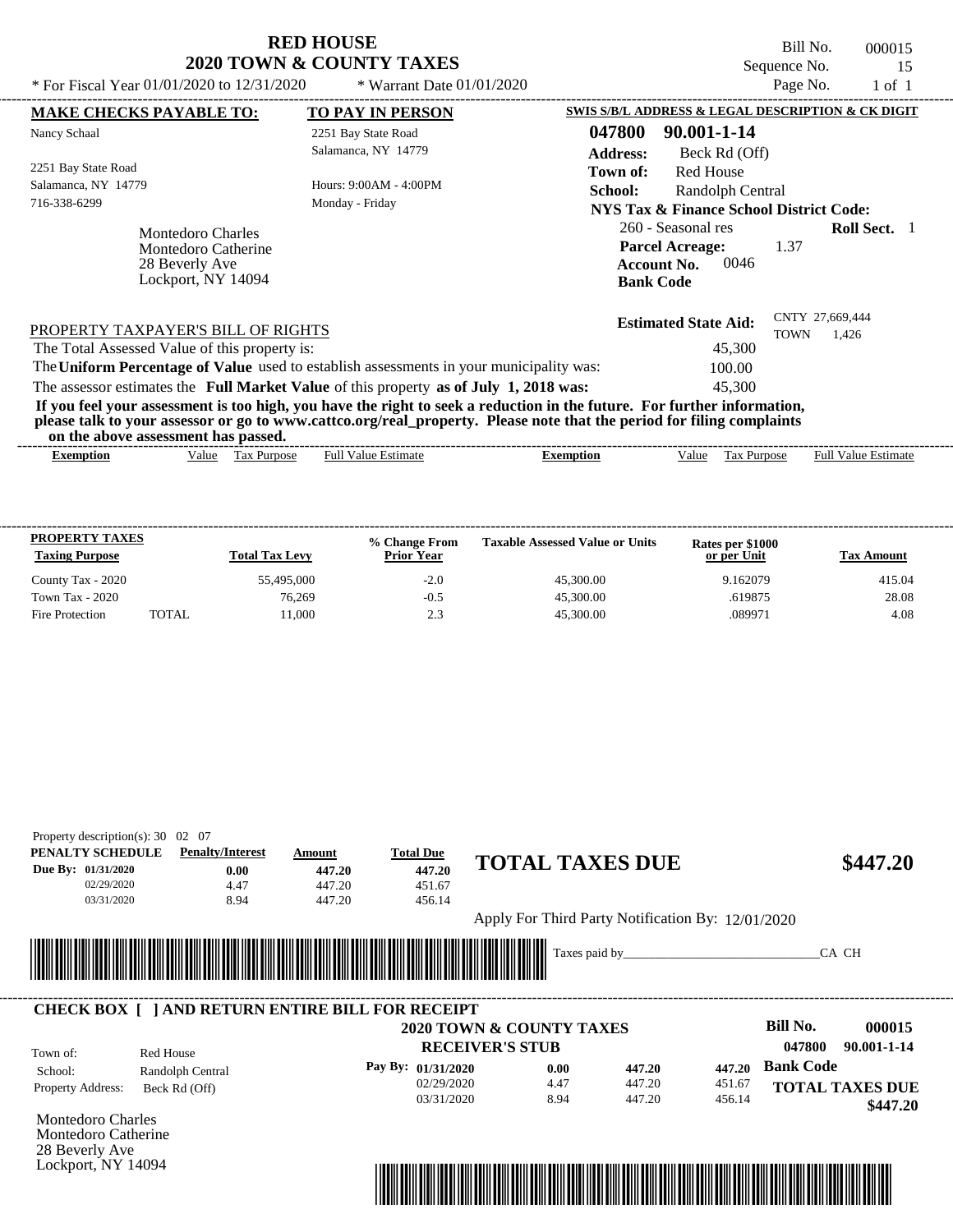# RED HOUSE
## 2020 TOWN & COUNTY TAXES

Bill No. 000015
Sequence No. 15
Page No. 1 of 1

* For Fiscal Year 01/01/2020 to 12/31/2020 * Warrant Date 01/01/2020

**MAKE CHECKS PAYABLE TO:**
Nancy Schaal

2251 Bay State Road
Salamanca, NY 14779
716-338-6299

**TO PAY IN PERSON**
2251 Bay State Road
Salamanca, NY 14779

Hours: 9:00AM - 4:00PM
Monday - Friday

Montedoro Charles
Montedoro Catherine
28 Beverly Ave
Lockport, NY 14094

**SWIS S/B/L ADDRESS & LEGAL DESCRIPTION & CK DIGIT**

**047800 90.001-1-14**
**Address:** Beck Rd (Off)
**Town of:** Red House
**School:** Randolph Central
**NYS Tax & Finance School District Code:**
260 - Seasonal res **Roll Sect.** 1
**Parcel Acreage:** 1.37
**Account No.** 0046
**Bank Code**

**Estimated State Aid:** CNTY 27,669,444 TOWN 1,426

PROPERTY TAXPAYER'S BILL OF RIGHTS

The Total Assessed Value of this property is: 45,300
The **Uniform Percentage of Value** used to establish assessments in your municipality was: 100.00
The assessor estimates the **Full Market Value** of this property **as of July 1, 2018 was:** 45,300

**If you feel your assessment is too high, you have the right to seek a reduction in the future. For further information, please talk to your assessor or go to www.cattco.org/real_property. Please note that the period for filing complaints on the above assessment has passed.**

| Exemption | Value | Tax Purpose | Full Value Estimate | Exemption | Value | Tax Purpose | Full Value Estimate |
|---|---|---|---|---|---|---|---|

| PROPERTY TAXES Taxing Purpose | | Total Tax Levy | % Change From Prior Year | Taxable Assessed Value or Units | Rates per $1000 or per Unit | Tax Amount |
|---|---|---|---|---|---|---|
| County Tax - 2020 | | 55,495,000 | -2.0 | 45,300.00 | 9.162079 | 415.04 |
| Town Tax - 2020 | | 76,269 | -0.5 | 45,300.00 | .619875 | 28.08 |
| Fire Protection | TOTAL | 11,000 | 2.3 | 45,300.00 | .089971 | 4.08 |

Property description(s): 30 02 07

| PENALTY SCHEDULE | Penalty/Interest | Amount | Total Due |
|---|---|---|---|
| Due By: 01/31/2020 | 0.00 | 447.20 | 447.20 |
| 02/29/2020 | 4.47 | 447.20 | 451.67 |
| 03/31/2020 | 8.94 | 447.20 | 456.14 |

**TOTAL TAXES DUE $447.20**

Apply For Third Party Notification By: 12/01/2020

Taxes paid by_______________________________CA CH

**CHECK BOX [ ] AND RETURN ENTIRE BILL FOR RECEIPT**

**2020 TOWN & COUNTY TAXES**
**RECEIVER'S STUB**

**Bill No. 000015**
**047800 90.001-1-14**

Town of: Red House
School: Randolph Central
Property Address: Beck Rd (Off)

| Pay By: | | | |
|---|---|---|---|
| 01/31/2020 | 0.00 | 447.20 | 447.20 |
| 02/29/2020 | 4.47 | 447.20 | 451.67 |
| 03/31/2020 | 8.94 | 447.20 | 456.14 |

**Bank Code**
**TOTAL TAXES DUE $447.20**

Montedoro Charles
Montedoro Catherine
28 Beverly Ave
Lockport, NY 14094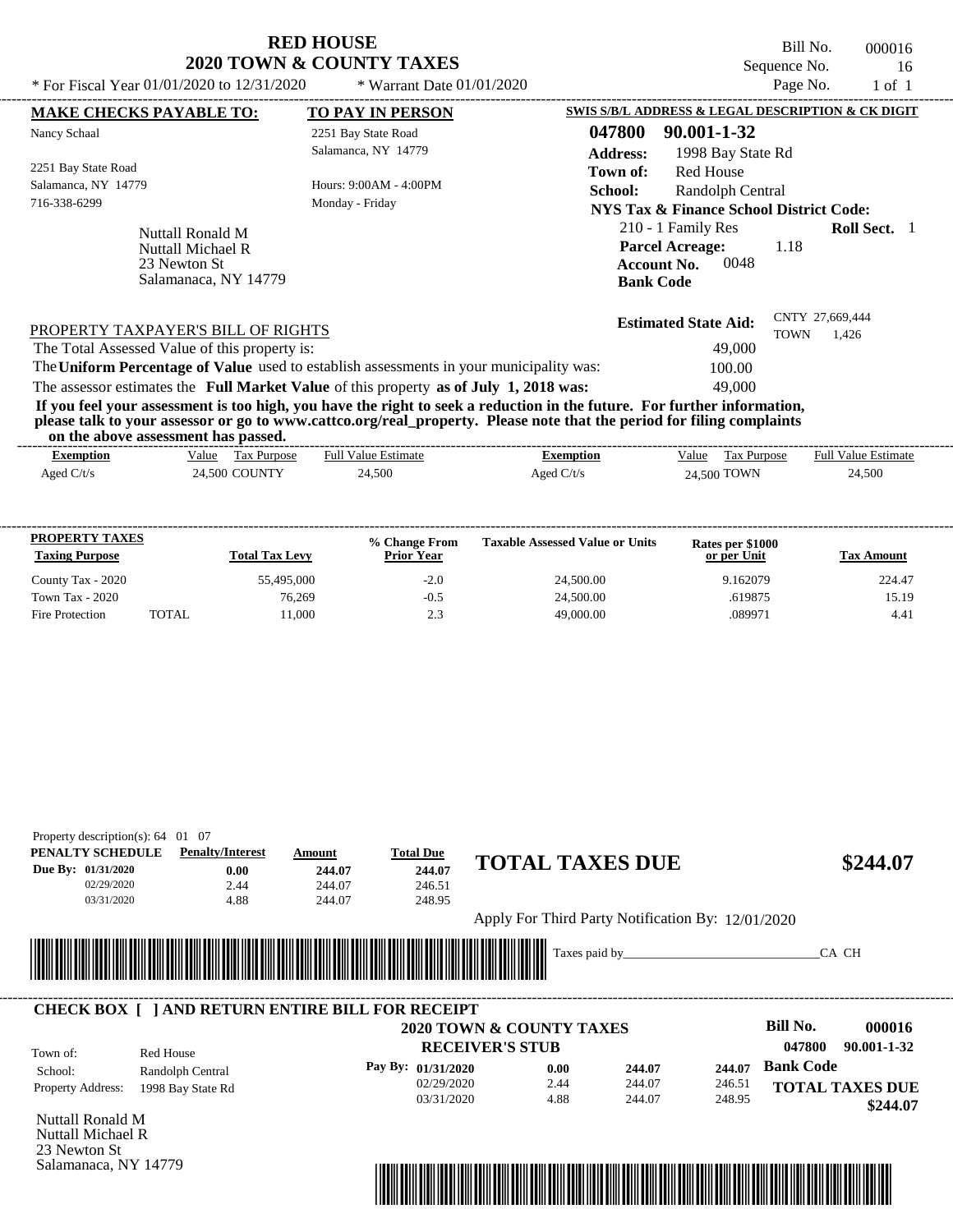# RED HOUSE
## 2020 TOWN & COUNTY TAXES

\* For Fiscal Year 01/01/2020 to 12/31/2020 &nbsp;&nbsp;&nbsp; \* Warrant Date 01/01/2020

Bill No. 000016
Sequence No. 16
Page No. 1 of 1

**MAKE CHECKS PAYABLE TO:**
Nancy Schaal

2251 Bay State Road
Salamanca, NY 14779
716-338-6299

**TO PAY IN PERSON**
2251 Bay State Road
Salamanca, NY 14779

Hours: 9:00AM - 4:00PM
Monday - Friday

Nuttall Ronald M
Nuttall Michael R
23 Newton St
Salamanaca, NY 14779

**SWIS S/B/L ADDRESS & LEGAL DESCRIPTION & CK DIGIT**

**047800 90.001-1-32**
**Address:** 1998 Bay State Rd
**Town of:** Red House
**School:** Randolph Central
**NYS Tax & Finance School District Code:**
210 - 1 Family Res &nbsp;&nbsp; **Roll Sect.** 1
**Parcel Acreage:** 1.18
**Account No.** 0048
**Bank Code**

**Estimated State Aid:** CNTY 27,669,444 TOWN 1,426

PROPERTY TAXPAYER'S BILL OF RIGHTS

The Total Assessed Value of this property is: 49,000

The **Uniform Percentage of Value** used to establish assessments in your municipality was: 100.00

The assessor estimates the **Full Market Value** of this property **as of July 1, 2018 was:** 49,000

**If you feel your assessment is too high, you have the right to seek a reduction in the future. For further information, please talk to your assessor or go to www.cattco.org/real_property. Please note that the period for filing complaints on the above assessment has passed.**

| Exemption | Value | Tax Purpose | Full Value Estimate | Exemption | Value | Tax Purpose | Full Value Estimate |
|---|---|---|---|---|---|---|---|
| Aged C/t/s | 24,500 | COUNTY | 24,500 | Aged C/t/s | 24,500 | TOWN | 24,500 |

| PROPERTY TAXES Taxing Purpose | | Total Tax Levy | % Change From Prior Year | Taxable Assessed Value or Units | Rates per $1000 or per Unit | Tax Amount |
|---|---|---|---|---|---|---|
| County Tax - 2020 | | 55,495,000 | -2.0 | 24,500.00 | 9.162079 | 224.47 |
| Town Tax - 2020 | | 76,269 | -0.5 | 24,500.00 | .619875 | 15.19 |
| Fire Protection | TOTAL | 11,000 | 2.3 | 49,000.00 | .089971 | 4.41 |

Property description(s): 64 01 07

| PENALTY SCHEDULE | Penalty/Interest | Amount | Total Due |
|---|---|---|---|
| Due By: 01/31/2020 | 0.00 | 244.07 | 244.07 |
| 02/29/2020 | 2.44 | 244.07 | 246.51 |
| 03/31/2020 | 4.88 | 244.07 | 248.95 |

**TOTAL TAXES DUE** **$244.07**

Apply For Third Party Notification By: 12/01/2020

Taxes paid by_______________________________CA CH

**CHECK BOX [ ] AND RETURN ENTIRE BILL FOR RECEIPT**

**2020 TOWN & COUNTY TAXES**
**RECEIVER'S STUB**

Bill No. **000016**
**047800 90.001-1-32**

Town of: Red House
School: Randolph Central
Property Address: 1998 Bay State Rd

| Pay By: | | | |
|---|---|---|---|
| 01/31/2020 | 0.00 | 244.07 | 244.07 |
| 02/29/2020 | 2.44 | 244.07 | 246.51 |
| 03/31/2020 | 4.88 | 244.07 | 248.95 |

**Bank Code**

**TOTAL TAXES DUE**
**$244.07**

Nuttall Ronald M
Nuttall Michael R
23 Newton St
Salamanaca, NY 14779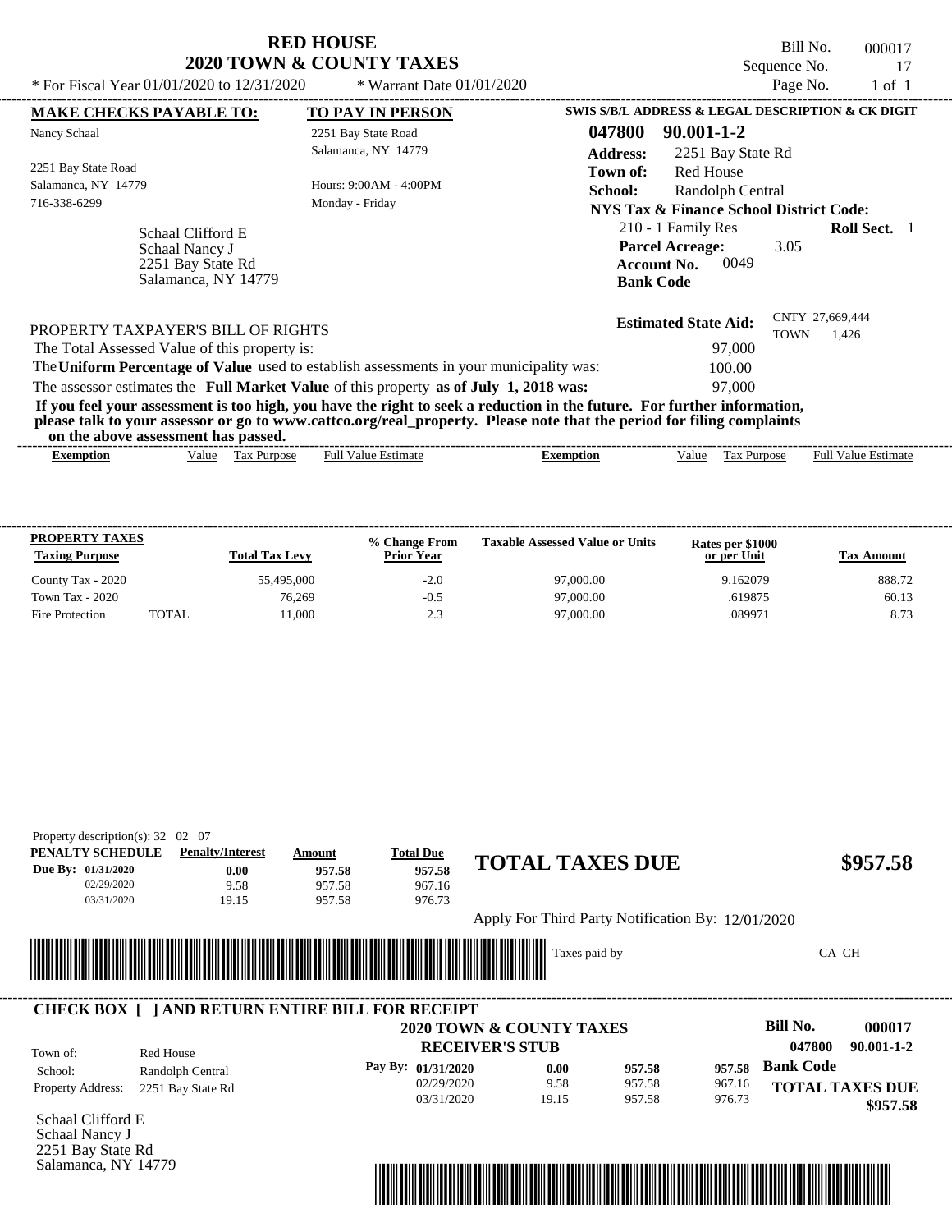# RED HOUSE
## 2020 TOWN & COUNTY TAXES

Bill No. 000017
Sequence No. 17
Page No. 1 of 1

* For Fiscal Year 01/01/2020 to 12/31/2020 * Warrant Date 01/01/2020

**MAKE CHECKS PAYABLE TO:**
Nancy Schaal

2251 Bay State Road
Salamanca, NY 14779
716-338-6299

**TO PAY IN PERSON**
2251 Bay State Road
Salamanca, NY 14779

Hours: 9:00AM - 4:00PM
Monday - Friday

**SWIS S/B/L ADDRESS & LEGAL DESCRIPTION & CK DIGIT**
**047800 90.001-1-2**
**Address:** 2251 Bay State Rd
**Town of:** Red House
**School:** Randolph Central
**NYS Tax & Finance School District Code:**
210 - 1 Family Res **Roll Sect.** 1
**Parcel Acreage:** 3.05
**Account No.** 0049
**Bank Code**

Schaal Clifford E
Schaal Nancy J
2251 Bay State Rd
Salamanca, NY 14779

**Estimated State Aid:** CNTY 27,669,444 TOWN 1,426

PROPERTY TAXPAYER'S BILL OF RIGHTS

The Total Assessed Value of this property is: 97,000
The **Uniform Percentage of Value** used to establish assessments in your municipality was: 100.00
The assessor estimates the **Full Market Value** of this property **as of July 1, 2018 was:** 97,000

**If you feel your assessment is too high, you have the right to seek a reduction in the future. For further information, please talk to your assessor or go to www.cattco.org/real_property. Please note that the period for filing complaints on the above assessment has passed.**

| Exemption | Value | Tax Purpose | Full Value Estimate | Exemption | Value | Tax Purpose | Full Value Estimate |
|---|---|---|---|---|---|---|---|

| PROPERTY TAXES Taxing Purpose | | Total Tax Levy | % Change From Prior Year | Taxable Assessed Value or Units | Rates per $1000 or per Unit | Tax Amount |
|---|---|---|---|---|---|---|
| County Tax - 2020 | | 55,495,000 | -2.0 | 97,000.00 | 9.162079 | 888.72 |
| Town Tax - 2020 | | 76,269 | -0.5 | 97,000.00 | .619875 | 60.13 |
| Fire Protection | TOTAL | 11,000 | 2.3 | 97,000.00 | .089971 | 8.73 |

Property description(s): 32 02 07

| PENALTY SCHEDULE | Penalty/Interest | Amount | Total Due |
|---|---|---|---|
| Due By: 01/31/2020 | 0.00 | 957.58 | 957.58 |
| 02/29/2020 | 9.58 | 957.58 | 967.16 |
| 03/31/2020 | 19.15 | 957.58 | 976.73 |

**TOTAL TAXES DUE $957.58**

Apply For Third Party Notification By: 12/01/2020

Taxes paid by_______________________________CA CH

**CHECK BOX [ ] AND RETURN ENTIRE BILL FOR RECEIPT**

**2020 TOWN & COUNTY TAXES**
**RECEIVER'S STUB**

Bill No. 000017
047800 90.001-1-2

Town of: Red House
School: Randolph Central
Property Address: 2251 Bay State Rd

| Pay By: | | | |
|---|---|---|---|
| 01/31/2020 | 0.00 | 957.58 | 957.58 |
| 02/29/2020 | 9.58 | 957.58 | 967.16 |
| 03/31/2020 | 19.15 | 957.58 | 976.73 |

**Bank Code**
**TOTAL TAXES DUE $957.58**

Schaal Clifford E
Schaal Nancy J
2251 Bay State Rd
Salamanca, NY 14779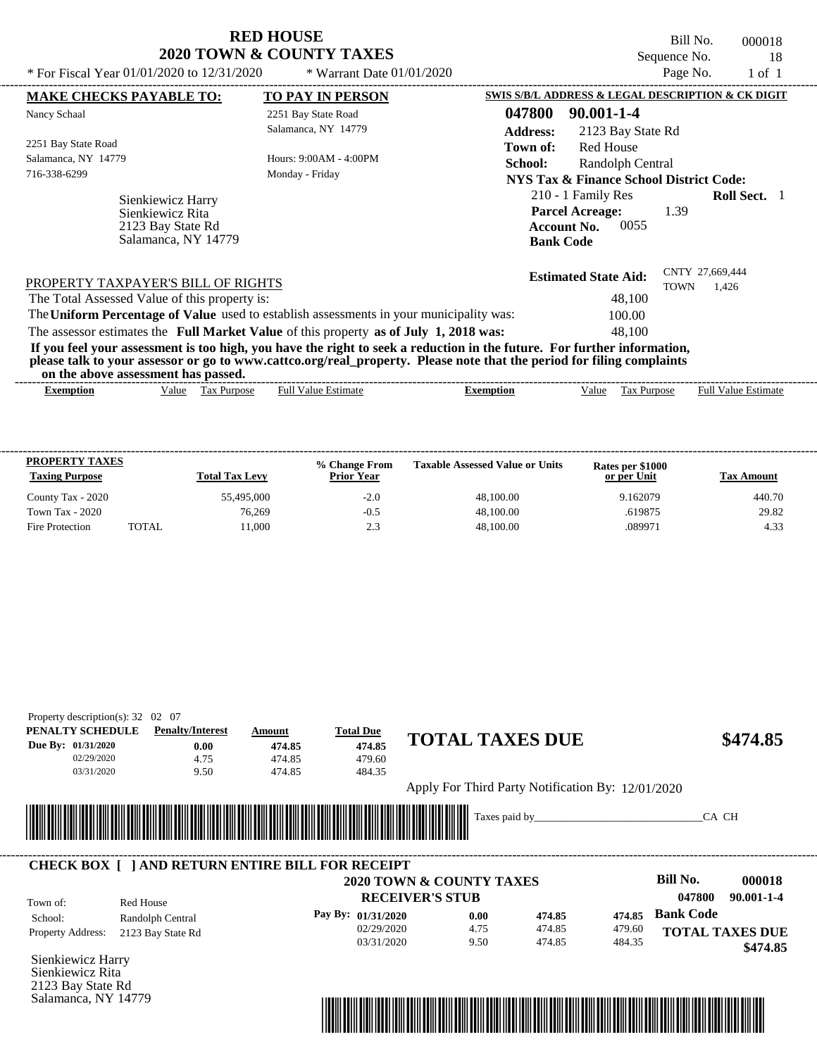# RED HOUSE
## 2020 TOWN & COUNTY TAXES

* For Fiscal Year 01/01/2020 to 12/31/2020 * Warrant Date 01/01/2020

Bill No. 000018
Sequence No. 18
Page No. 1 of 1

**MAKE CHECKS PAYABLE TO:**
Nancy Schaal

2251 Bay State Road
Salamanca, NY 14779
716-338-6299

**TO PAY IN PERSON**
2251 Bay State Road
Salamanca, NY 14779

Hours: 9:00AM - 4:00PM
Monday - Friday

Sienkiewicz Harry
Sienkiewicz Rita
2123 Bay State Rd
Salamanca, NY 14779

**SWIS S/B/L ADDRESS & LEGAL DESCRIPTION & CK DIGIT**

**047800 90.001-1-4**
**Address:** 2123 Bay State Rd
**Town of:** Red House
**School:** Randolph Central
**NYS Tax & Finance School District Code:**
210 - 1 Family Res **Roll Sect.** 1
**Parcel Acreage:** 1.39
**Account No.** 0055
**Bank Code**

**Estimated State Aid:** CNTY 27,669,444 TOWN 1,426

PROPERTY TAXPAYER'S BILL OF RIGHTS

The Total Assessed Value of this property is: 48,100
The **Uniform Percentage of Value** used to establish assessments in your municipality was: 100.00
The assessor estimates the **Full Market Value** of this property **as of July 1, 2018 was:** 48,100

**If you feel your assessment is too high, you have the right to seek a reduction in the future. For further information, please talk to your assessor or go to www.cattco.org/real_property. Please note that the period for filing complaints on the above assessment has passed.**

| Exemption | Value | Tax Purpose | Full Value Estimate | Exemption | Value | Tax Purpose | Full Value Estimate |
|---|---|---|---|---|---|---|---|

| PROPERTY TAXES Taxing Purpose | | Total Tax Levy | % Change From Prior Year | Taxable Assessed Value or Units | Rates per $1000 or per Unit | Tax Amount |
|---|---|---|---|---|---|---|
| County Tax - 2020 | | 55,495,000 | -2.0 | 48,100.00 | 9.162079 | 440.70 |
| Town Tax - 2020 | | 76,269 | -0.5 | 48,100.00 | .619875 | 29.82 |
| Fire Protection | TOTAL | 11,000 | 2.3 | 48,100.00 | .089971 | 4.33 |

Property description(s): 32 02 07

| PENALTY SCHEDULE | Penalty/Interest | Amount | Total Due |
|---|---|---|---|
| Due By: 01/31/2020 | 0.00 | 474.85 | 474.85 |
| 02/29/2020 | 4.75 | 474.85 | 479.60 |
| 03/31/2020 | 9.50 | 474.85 | 484.35 |

**TOTAL TAXES DUE** **$474.85**

Apply For Third Party Notification By: 12/01/2020

Taxes paid by_______________________________CA CH

**CHECK BOX [ ] AND RETURN ENTIRE BILL FOR RECEIPT**

**2020 TOWN & COUNTY TAXES**
**RECEIVER'S STUB**

**Bill No.** **000018**
**047800** **90.001-1-4**

Town of: Red House
School: Randolph Central
Property Address: 2123 Bay State Rd

| | | | |
|---|---|---|---|
| **Pay By: 01/31/2020** | 0.00 | 474.85 | 474.85 |
| 02/29/2020 | 4.75 | 474.85 | 479.60 |
| 03/31/2020 | 9.50 | 474.85 | 484.35 |

**Bank Code**
**TOTAL TAXES DUE** **$474.85**

Sienkiewicz Harry
Sienkiewicz Rita
2123 Bay State Rd
Salamanca, NY 14779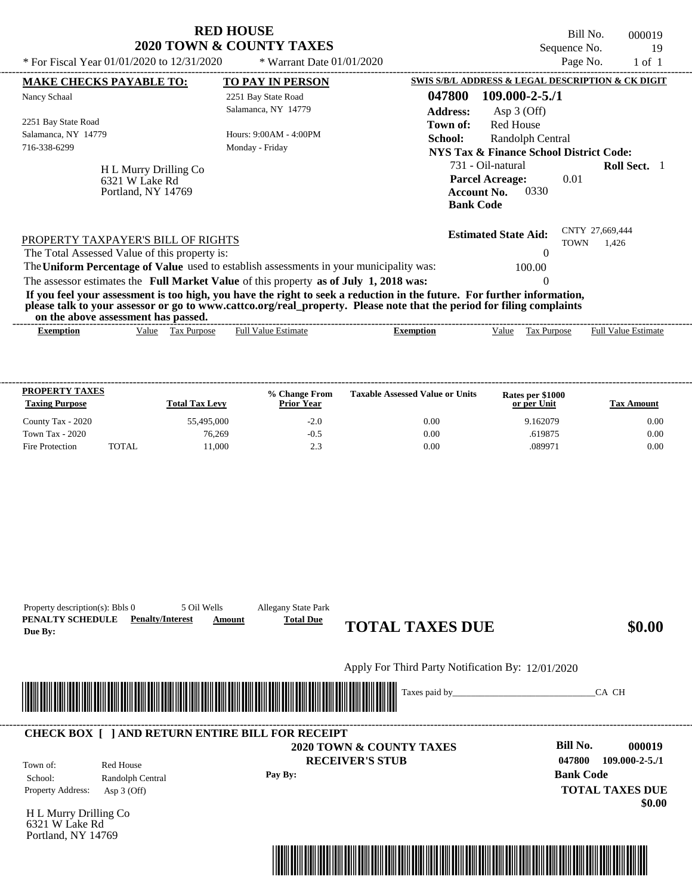# RED HOUSE
## 2020 TOWN & COUNTY TAXES

Bill No. 000019
Sequence No. 19
Page No. 1 of 1

* For Fiscal Year 01/01/2020 to 12/31/2020 * Warrant Date 01/01/2020

**MAKE CHECKS PAYABLE TO:**

Nancy Schaal

2251 Bay State Road
Salamanca, NY 14779
716-338-6299

**TO PAY IN PERSON**

2251 Bay State Road
Salamanca, NY 14779

Hours: 9:00AM - 4:00PM
Monday - Friday

**SWIS S/B/L ADDRESS & LEGAL DESCRIPTION & CK DIGIT**

**047800 109.000-2-5./1**

**Address:** Asp 3 (Off)
**Town of:** Red House
**School:** Randolph Central
**NYS Tax & Finance School District Code:**
731 - Oil-natural **Roll Sect.** 1
**Parcel Acreage:** 0.01
**Account No.** 0330
**Bank Code**

H L Murry Drilling Co
6321 W Lake Rd
Portland, NY 14769

**Estimated State Aid:** CNTY 27,669,444 TOWN 1,426

PROPERTY TAXPAYER'S BILL OF RIGHTS

The Total Assessed Value of this property is: 0

The **Uniform Percentage of Value** used to establish assessments in your municipality was: 100.00

The assessor estimates the **Full Market Value** of this property **as of July 1, 2018 was:** 0

**If you feel your assessment is too high, you have the right to seek a reduction in the future. For further information, please talk to your assessor or go to www.cattco.org/real_property. Please note that the period for filing complaints on the above assessment has passed.**

| Exemption | Value | Tax Purpose | Full Value Estimate | Exemption | Value | Tax Purpose | Full Value Estimate |
|---|---|---|---|---|---|---|---|

| PROPERTY TAXES Taxing Purpose | | Total Tax Levy | % Change From Prior Year | Taxable Assessed Value or Units | Rates per $1000 or per Unit | Tax Amount |
|---|---|---|---|---|---|---|
| County Tax - 2020 | | 55,495,000 | -2.0 | 0.00 | 9.162079 | 0.00 |
| Town Tax - 2020 | | 76,269 | -0.5 | 0.00 | .619875 | 0.00 |
| Fire Protection | TOTAL | 11,000 | 2.3 | 0.00 | .089971 | 0.00 |

Property description(s): Bbls 0 5 Oil Wells Allegany State Park

| PENALTY SCHEDULE | Penalty/Interest | Amount | Total Due |
|---|---|---|---|
| Due By: | | | |

**TOTAL TAXES DUE $0.00**

Apply For Third Party Notification By: 12/01/2020

Taxes paid by_______________________________CA CH

**CHECK BOX [ ] AND RETURN ENTIRE BILL FOR RECEIPT**

**2020 TOWN & COUNTY TAXES**
**RECEIVER'S STUB**

Town of: Red House
School: Randolph Central
Property Address: Asp 3 (Off)

**Pay By:**

**Bill No. 000019**
**047800 109.000-2-5./1**
**Bank Code**

**TOTAL TAXES DUE**
**$0.00**

H L Murry Drilling Co
6321 W Lake Rd
Portland, NY 14769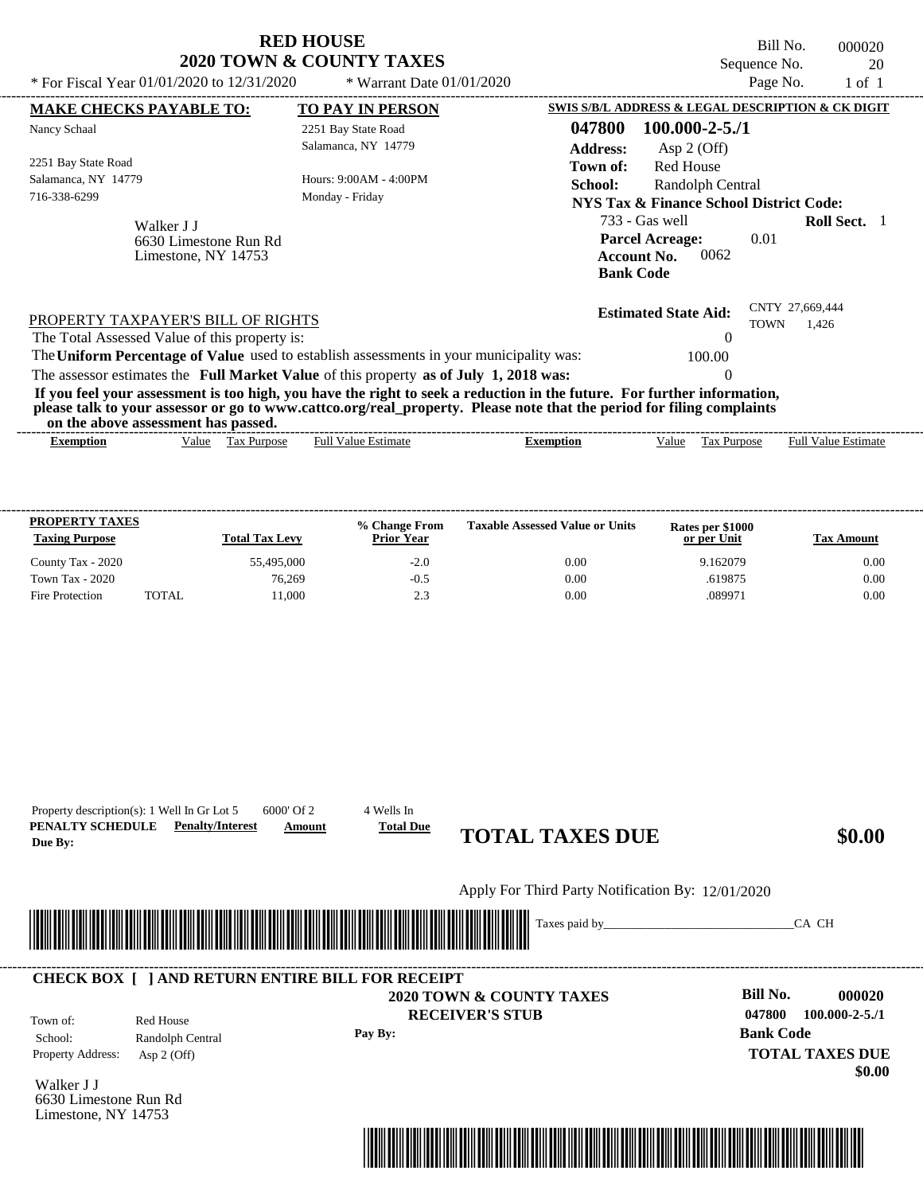# RED HOUSE
## 2020 TOWN & COUNTY TAXES

Bill No. 000020
Sequence No. 20
Page No. 1 of 1

* For Fiscal Year 01/01/2020 to 12/31/2020 * Warrant Date 01/01/2020

**MAKE CHECKS PAYABLE TO:**
Nancy Schaal

2251 Bay State Road
Salamanca, NY 14779
716-338-6299

**TO PAY IN PERSON**
2251 Bay State Road
Salamanca, NY 14779

Hours: 9:00AM - 4:00PM
Monday - Friday

Walker J J
6630 Limestone Run Rd
Limestone, NY 14753

**SWIS S/B/L ADDRESS & LEGAL DESCRIPTION & CK DIGIT**

**047800 100.000-2-5./1**
**Address:** Asp 2 (Off)
**Town of:** Red House
**School:** Randolph Central
**NYS Tax & Finance School District Code:**
733 - Gas well **Roll Sect.** 1
**Parcel Acreage:** 0.01
**Account No.** 0062
**Bank Code**

**Estimated State Aid:** CNTY 27,669,444 TOWN 1,426

PROPERTY TAXPAYER'S BILL OF RIGHTS

The Total Assessed Value of this property is: 0

The **Uniform Percentage of Value** used to establish assessments in your municipality was: 100.00

The assessor estimates the **Full Market Value** of this property **as of July 1, 2018 was:** 0

**If you feel your assessment is too high, you have the right to seek a reduction in the future. For further information, please talk to your assessor or go to www.cattco.org/real_property. Please note that the period for filing complaints on the above assessment has passed.**

| Exemption | Value | Tax Purpose | Full Value Estimate | Exemption | Value | Tax Purpose | Full Value Estimate |
|---|---|---|---|---|---|---|---|

| PROPERTY TAXES Taxing Purpose | | Total Tax Levy | % Change From Prior Year | Taxable Assessed Value or Units | Rates per $1000 or per Unit | Tax Amount |
|---|---|---|---|---|---|---|
| County Tax - 2020 | | 55,495,000 | -2.0 | 0.00 | 9.162079 | 0.00 |
| Town Tax - 2020 | | 76,269 | -0.5 | 0.00 | .619875 | 0.00 |
| Fire Protection | TOTAL | 11,000 | 2.3 | 0.00 | .089971 | 0.00 |

Property description(s): 1 Well In Gr Lot 5 6000' Of 2 4 Wells In

**PENALTY SCHEDULE** **Penalty/Interest** **Amount** **Total Due**
**Due By:**

**TOTAL TAXES DUE $0.00**

Apply For Third Party Notification By: 12/01/2020

Taxes paid by_______________________________CA CH

**CHECK BOX [ ] AND RETURN ENTIRE BILL FOR RECEIPT**

**2020 TOWN & COUNTY TAXES**
**RECEIVER'S STUB**

Town of: Red House
School: Randolph Central
Property Address: Asp 2 (Off)

**Pay By:**

**Bill No. 000020**
**047800 100.000-2-5./1**
**Bank Code**
**TOTAL TAXES DUE**
**$0.00**

Walker J J
6630 Limestone Run Rd
Limestone, NY 14753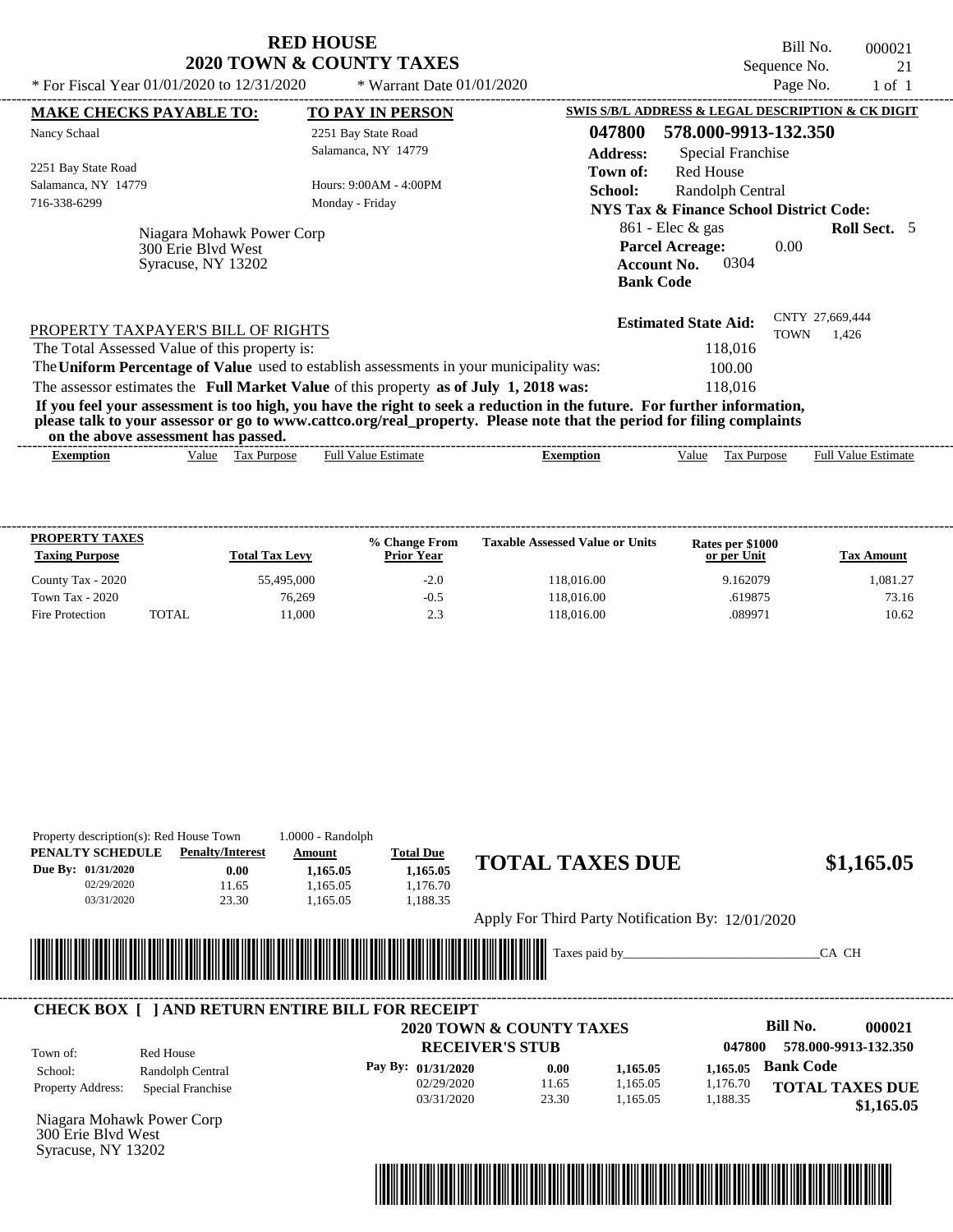# RED HOUSE
## 2020 TOWN & COUNTY TAXES

* For Fiscal Year 01/01/2020 to 12/31/2020 * Warrant Date 01/01/2020

Bill No. 000021
Sequence No. 21
Page No. 1 of 1

**MAKE CHECKS PAYABLE TO:**
Nancy Schaal

2251 Bay State Road
Salamanca, NY 14779
716-338-6299

**TO PAY IN PERSON**
2251 Bay State Road
Salamanca, NY 14779

Hours: 9:00AM - 4:00PM
Monday - Friday

Niagara Mohawk Power Corp
300 Erie Blvd West
Syracuse, NY 13202

**SWIS S/B/L ADDRESS & LEGAL DESCRIPTION & CK DIGIT**

**047800 578.000-9913-132.350**

**Address:** Special Franchise
**Town of:** Red House
**School:** Randolph Central
**NYS Tax & Finance School District Code:**
861 - Elec & gas **Roll Sect.** 5
**Parcel Acreage:** 0.00
**Account No.** 0304
**Bank Code**

**Estimated State Aid:** CNTY 27,669,444 TOWN 1,426

PROPERTY TAXPAYER'S BILL OF RIGHTS

The Total Assessed Value of this property is: 118,016

The **Uniform Percentage of Value** used to establish assessments in your municipality was: 100.00

The assessor estimates the **Full Market Value** of this property **as of July 1, 2018 was:** 118,016

**If you feel your assessment is too high, you have the right to seek a reduction in the future. For further information, please talk to your assessor or go to www.cattco.org/real_property. Please note that the period for filing complaints on the above assessment has passed.**

| Exemption | Value | Tax Purpose | Full Value Estimate | Exemption | Value | Tax Purpose | Full Value Estimate |
|---|---|---|---|---|---|---|---|

| PROPERTY TAXES Taxing Purpose | | Total Tax Levy | % Change From Prior Year | Taxable Assessed Value or Units | Rates per $1000 or per Unit | Tax Amount |
|---|---|---|---|---|---|---|
| County Tax - 2020 | | 55,495,000 | -2.0 | 118,016.00 | 9.162079 | 1,081.27 |
| Town Tax - 2020 | | 76,269 | -0.5 | 118,016.00 | .619875 | 73.16 |
| Fire Protection | TOTAL | 11,000 | 2.3 | 118,016.00 | .089971 | 10.62 |

Property description(s): Red House Town 1.0000 - Randolph

| PENALTY SCHEDULE | Penalty/Interest | Amount | Total Due |
|---|---|---|---|
| Due By: 01/31/2020 | 0.00 | 1,165.05 | 1,165.05 |
| 02/29/2020 | 11.65 | 1,165.05 | 1,176.70 |
| 03/31/2020 | 23.30 | 1,165.05 | 1,188.35 |

**TOTAL TAXES DUE $1,165.05**

Apply For Third Party Notification By: 12/01/2020

Taxes paid by_______________________________CA CH

**CHECK BOX [ ] AND RETURN ENTIRE BILL FOR RECEIPT**

**2020 TOWN & COUNTY TAXES**
**RECEIVER'S STUB**

**Bill No. 000021**
**047800 578.000-9913-132.350**

Town of: Red House
School: Randolph Central
Property Address: Special Franchise

| Pay By: | Penalty/Interest | Amount | Total Due |
|---|---|---|---|
| 01/31/2020 | 0.00 | 1,165.05 | 1,165.05 |
| 02/29/2020 | 11.65 | 1,165.05 | 1,176.70 |
| 03/31/2020 | 23.30 | 1,165.05 | 1,188.35 |

**Bank Code**

**TOTAL TAXES DUE $1,165.05**

Niagara Mohawk Power Corp
300 Erie Blvd West
Syracuse, NY 13202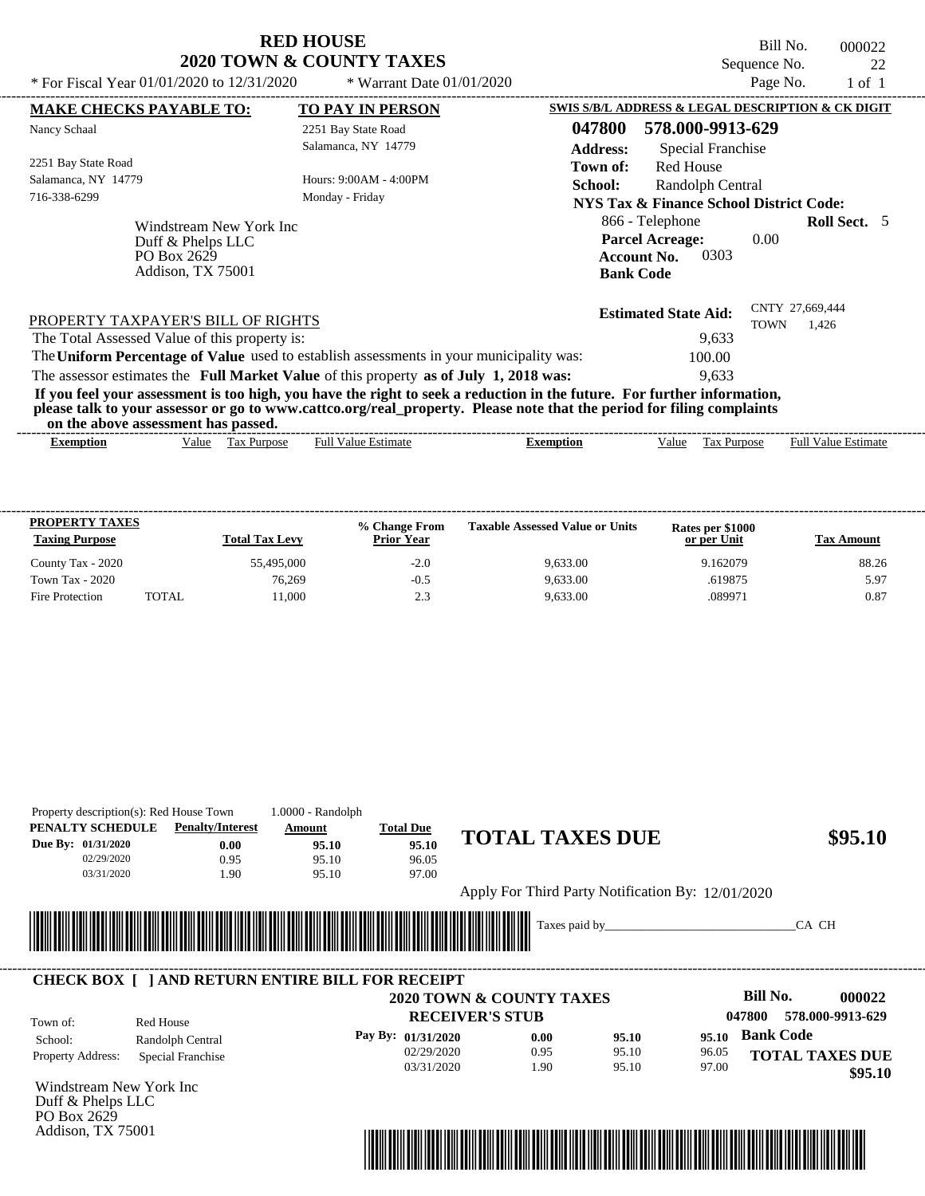# RED HOUSE
## 2020 TOWN & COUNTY TAXES

Bill No. 000022
Sequence No. 22
Page No. 1 of 1

* For Fiscal Year 01/01/2020 to 12/31/2020 * Warrant Date 01/01/2020

**MAKE CHECKS PAYABLE TO:**
Nancy Schaal

2251 Bay State Road
Salamanca, NY 14779
716-338-6299

**TO PAY IN PERSON**
2251 Bay State Road
Salamanca, NY 14779

Hours: 9:00AM - 4:00PM
Monday - Friday

**SWIS S/B/L ADDRESS & LEGAL DESCRIPTION & CK DIGIT**
**047800 578.000-9913-629**
**Address:** Special Franchise
**Town of:** Red House
**School:** Randolph Central
**NYS Tax & Finance School District Code:**
866 - Telephone **Roll Sect.** 5
**Parcel Acreage:** 0.00
**Account No.** 0303
**Bank Code**

Windstream New York Inc
Duff & Phelps LLC
PO Box 2629
Addison, TX 75001

**Estimated State Aid:** CNTY 27,669,444 TOWN 1,426

PROPERTY TAXPAYER'S BILL OF RIGHTS

The Total Assessed Value of this property is: 9,633

The **Uniform Percentage of Value** used to establish assessments in your municipality was: 100.00

The assessor estimates the **Full Market Value** of this property **as of July 1, 2018 was:** 9,633

**If you feel your assessment is too high, you have the right to seek a reduction in the future. For further information, please talk to your assessor or go to www.cattco.org/real_property. Please note that the period for filing complaints on the above assessment has passed.**

| Exemption | Value | Tax Purpose | Full Value Estimate | Exemption | Value | Tax Purpose | Full Value Estimate |
|---|---|---|---|---|---|---|---|

| PROPERTY TAXES Taxing Purpose | | Total Tax Levy | % Change From Prior Year | Taxable Assessed Value or Units | Rates per $1000 or per Unit | Tax Amount |
|---|---|---|---|---|---|---|
| County Tax - 2020 | | 55,495,000 | -2.0 | 9,633.00 | 9.162079 | 88.26 |
| Town Tax - 2020 | | 76,269 | -0.5 | 9,633.00 | .619875 | 5.97 |
| Fire Protection | TOTAL | 11,000 | 2.3 | 9,633.00 | .089971 | 0.87 |

Property description(s): Red House Town 1.0000 - Randolph

| PENALTY SCHEDULE | Penalty/Interest | Amount | Total Due |
|---|---|---|---|
| Due By: 01/31/2020 | 0.00 | 95.10 | 95.10 |
| 02/29/2020 | 0.95 | 95.10 | 96.05 |
| 03/31/2020 | 1.90 | 95.10 | 97.00 |

**TOTAL TAXES DUE $95.10**

Apply For Third Party Notification By: 12/01/2020

Taxes paid by_______________________________CA CH

**CHECK BOX [ ] AND RETURN ENTIRE BILL FOR RECEIPT**

**2020 TOWN & COUNTY TAXES**
**RECEIVER'S STUB**

**Bill No. 000022**
**047800 578.000-9913-629**

Town of: Red House
School: Randolph Central
Property Address: Special Franchise

| Pay By: | | | |
|---|---|---|---|
| 01/31/2020 | 0.00 | 95.10 | 95.10 |
| 02/29/2020 | 0.95 | 95.10 | 96.05 |
| 03/31/2020 | 1.90 | 95.10 | 97.00 |

**Bank Code**
**TOTAL TAXES DUE $95.10**

Windstream New York Inc
Duff & Phelps LLC
PO Box 2629
Addison, TX 75001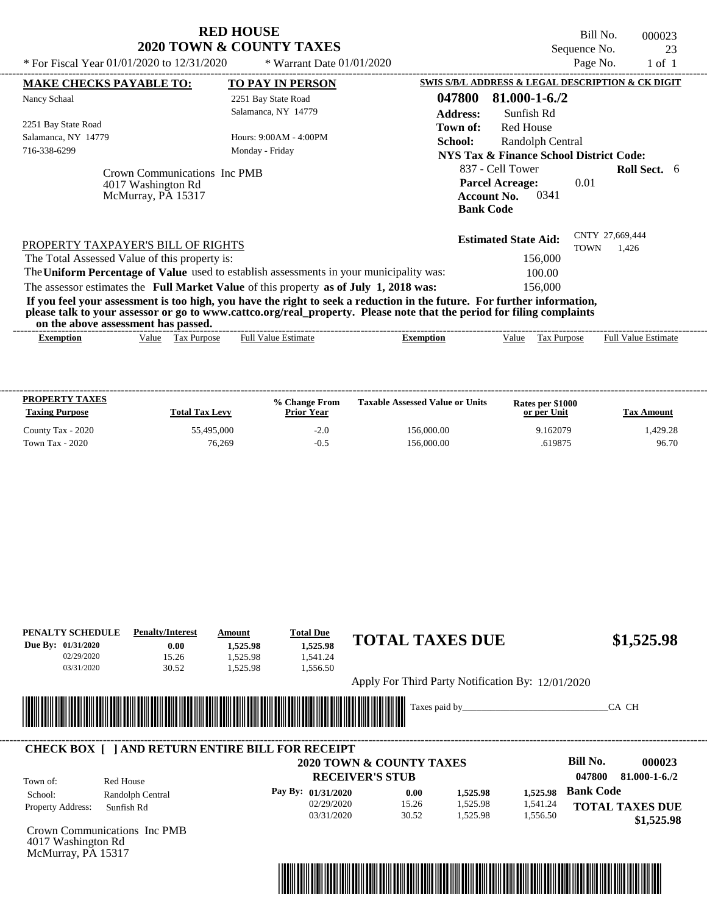# RED HOUSE
## 2020 TOWN & COUNTY TAXES

Bill No. 000023
Sequence No. 23

* For Fiscal Year 01/01/2020 to 12/31/2020 * Warrant Date 01/01/2020

**MAKE CHECKS PAYABLE TO:**
Nancy Schaal

2251 Bay State Road
Salamanca, NY 14779
716-338-6299

**TO PAY IN PERSON**
2251 Bay State Road
Salamanca, NY 14779

Hours: 9:00AM - 4:00PM
Monday - Friday

Crown Communications Inc PMB
4017 Washington Rd
McMurray, PA 15317

**SWIS S/B/L ADDRESS & LEGAL DESCRIPTION & CK DIGIT**

**047800 81.000-1-6./2**
**Address:** Sunfish Rd
**Town of:** Red House
**School:** Randolph Central
**NYS Tax & Finance School District Code:**
837 - Cell Tower **Roll Sect.** 6
**Parcel Acreage:** 0.01
**Account No.** 0341
**Bank Code**

**Estimated State Aid:** CNTY 27,669,444 TOWN 1,426

PROPERTY TAXPAYER'S BILL OF RIGHTS

The Total Assessed Value of this property is: 156,000
The **Uniform Percentage of Value** used to establish assessments in your municipality was: 100.00
The assessor estimates the **Full Market Value** of this property **as of July 1, 2018 was:** 156,000

**If you feel your assessment is too high, you have the right to seek a reduction in the future. For further information, please talk to your assessor or go to www.cattco.org/real_property. Please note that the period for filing complaints on the above assessment has passed.**

| Exemption | Value | Tax Purpose | Full Value Estimate | Exemption | Value | Tax Purpose | Full Value Estimate |
|---|---|---|---|---|---|---|---|

| PROPERTY TAXES Taxing Purpose | Total Tax Levy | % Change From Prior Year | Taxable Assessed Value or Units | Rates per $1000 or per Unit | Tax Amount |
|---|---|---|---|---|---|
| County Tax - 2020 | 55,495,000 | -2.0 | 156,000.00 | 9.162079 | 1,429.28 |
| Town Tax - 2020 | 76,269 | -0.5 | 156,000.00 | .619875 | 96.70 |

| PENALTY SCHEDULE | Penalty/Interest | Amount | Total Due |
|---|---|---|---|
| Due By: 01/31/2020 | 0.00 | 1,525.98 | 1,525.98 |
| 02/29/2020 | 15.26 | 1,525.98 | 1,541.24 |
| 03/31/2020 | 30.52 | 1,525.98 | 1,556.50 |

**TOTAL TAXES DUE $1,525.98**

Apply For Third Party Notification By: 12/01/2020

Taxes paid by_______________________________CA CH

**CHECK BOX [ ] AND RETURN ENTIRE BILL FOR RECEIPT**

**2020 TOWN & COUNTY TAXES**
**RECEIVER'S STUB**

**Bill No. 000023**
**047800 81.000-1-6./2**

Town of: Red House
School: Randolph Central
Property Address: Sunfish Rd

| Pay By: | | | |
|---|---|---|---|
| 01/31/2020 | 0.00 | 1,525.98 | 1,525.98 |
| 02/29/2020 | 15.26 | 1,525.98 | 1,541.24 |
| 03/31/2020 | 30.52 | 1,525.98 | 1,556.50 |

**Bank Code**

**TOTAL TAXES DUE $1,525.98**

Crown Communications Inc PMB
4017 Washington Rd
McMurray, PA 15317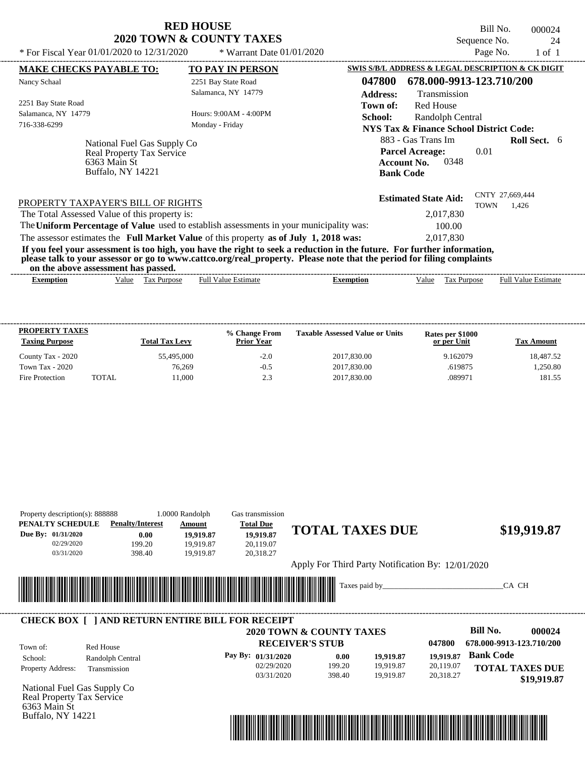# RED HOUSE
## 2020 TOWN & COUNTY TAXES

Bill No. 000024
Sequence No. 24
Page No. 1 of 1

* For Fiscal Year 01/01/2020 to 12/31/2020    * Warrant Date 01/01/2020

**MAKE CHECKS PAYABLE TO:**
Nancy Schaal
2251 Bay State Road
Salamanca, NY 14779
716-338-6299

**TO PAY IN PERSON**
2251 Bay State Road
Salamanca, NY 14779
Hours: 9:00AM - 4:00PM
Monday - Friday

National Fuel Gas Supply Co
Real Property Tax Service
6363 Main St
Buffalo, NY 14221

**SWIS S/B/L ADDRESS & LEGAL DESCRIPTION & CK DIGIT**
**047800 678.000-9913-123.710/200**
**Address:** Transmission
**Town of:** Red House
**School:** Randolph Central
**NYS Tax & Finance School District Code:**
883 - Gas Trans Im    **Roll Sect.** 6
**Parcel Acreage:** 0.01
**Account No.** 0348
**Bank Code**

**Estimated State Aid:** CNTY 27,669,444  TOWN 1,426

PROPERTY TAXPAYER'S BILL OF RIGHTS

The Total Assessed Value of this property is: 2,017,830
The **Uniform Percentage of Value** used to establish assessments in your municipality was: 100.00
The assessor estimates the **Full Market Value** of this property **as of July 1, 2018 was:** 2,017,830

**If you feel your assessment is too high, you have the right to seek a reduction in the future. For further information, please talk to your assessor or go to www.cattco.org/real_property. Please note that the period for filing complaints on the above assessment has passed.**

| Exemption | Value | Tax Purpose | Full Value Estimate | Exemption | Value | Tax Purpose | Full Value Estimate |
|---|---|---|---|---|---|---|---|

| PROPERTY TAXES Taxing Purpose | | Total Tax Levy | % Change From Prior Year | Taxable Assessed Value or Units | Rates per $1000 or per Unit | Tax Amount |
|---|---|---|---|---|---|---|
| County Tax - 2020 | | 55,495,000 | -2.0 | 2017,830.00 | 9.162079 | 18,487.52 |
| Town Tax - 2020 | | 76,269 | -0.5 | 2017,830.00 | .619875 | 1,250.80 |
| Fire Protection | TOTAL | 11,000 | 2.3 | 2017,830.00 | .089971 | 181.55 |

Property description(s): 888888    1.0000 Randolph    Gas transmission

| PENALTY SCHEDULE | Penalty/Interest | Amount | Total Due |
|---|---|---|---|
| Due By: 01/31/2020 | 0.00 | 19,919.87 | 19,919.87 |
| 02/29/2020 | 199.20 | 19,919.87 | 20,119.07 |
| 03/31/2020 | 398.40 | 19,919.87 | 20,318.27 |

**TOTAL TAXES DUE $19,919.87**

Apply For Third Party Notification By: 12/01/2020

Taxes paid by_______________________________CA CH

**CHECK BOX [ ] AND RETURN ENTIRE BILL FOR RECEIPT**

**2020 TOWN & COUNTY TAXES**
**RECEIVER'S STUB**

Bill No. **000024**
047800 678.000-9913-123.710/200
**Bank Code**

Town of: Red House
School: Randolph Central
Property Address: Transmission

| Pay By: | | | |
|---|---|---|---|
| 01/31/2020 | 0.00 | 19,919.87 | 19,919.87 |
| 02/29/2020 | 199.20 | 19,919.87 | 20,119.07 |
| 03/31/2020 | 398.40 | 19,919.87 | 20,318.27 |

**TOTAL TAXES DUE $19,919.87**

National Fuel Gas Supply Co
Real Property Tax Service
6363 Main St
Buffalo, NY 14221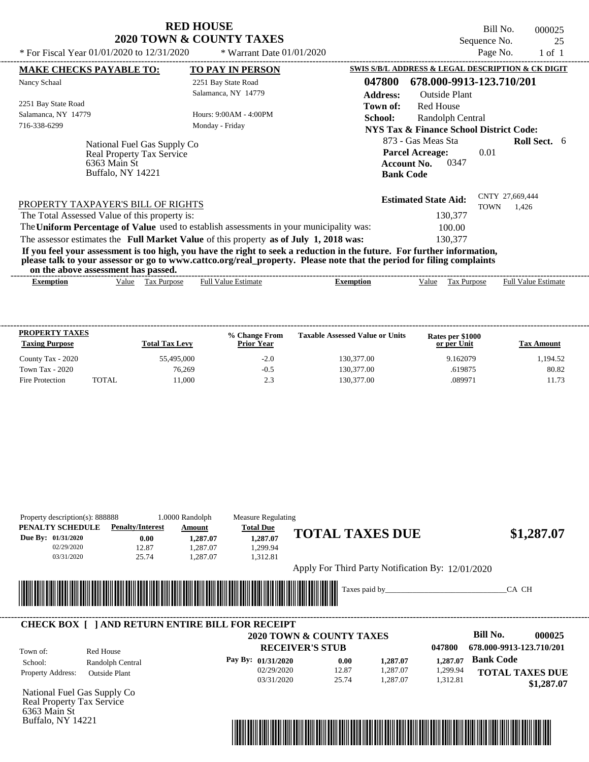# RED HOUSE
## 2020 TOWN & COUNTY TAXES

Bill No. 000025
Sequence No. 25
Page No. 1 of 1

* For Fiscal Year 01/01/2020 to 12/31/2020 * Warrant Date 01/01/2020

**MAKE CHECKS PAYABLE TO:**

Nancy Schaal

2251 Bay State Road
Salamanca, NY 14779
716-338-6299

**TO PAY IN PERSON**

2251 Bay State Road
Salamanca, NY 14779

Hours: 9:00AM - 4:00PM
Monday - Friday

**SWIS S/B/L ADDRESS & LEGAL DESCRIPTION & CK DIGIT**

**047800 678.000-9913-123.710/201**

**Address:** Outside Plant
**Town of:** Red House
**School:** Randolph Central
**NYS Tax & Finance School District Code:**
873 - Gas Meas Sta **Roll Sect.** 6
**Parcel Acreage:** 0.01
**Account No.** 0347
**Bank Code**

National Fuel Gas Supply Co
Real Property Tax Service
6363 Main St
Buffalo, NY 14221

**Estimated State Aid:** CNTY 27,669,444 TOWN 1,426

PROPERTY TAXPAYER'S BILL OF RIGHTS

The Total Assessed Value of this property is: 130,377

The **Uniform Percentage of Value** used to establish assessments in your municipality was: 100.00

The assessor estimates the **Full Market Value** of this property **as of July 1, 2018 was:** 130,377

**If you feel your assessment is too high, you have the right to seek a reduction in the future. For further information, please talk to your assessor or go to www.cattco.org/real_property. Please note that the period for filing complaints on the above assessment has passed.**

| Exemption | Value | Tax Purpose | Full Value Estimate | Exemption | Value | Tax Purpose | Full Value Estimate |
|---|---|---|---|---|---|---|---|

| PROPERTY TAXES Taxing Purpose | | Total Tax Levy | % Change From Prior Year | Taxable Assessed Value or Units | Rates per $1000 or per Unit | Tax Amount |
|---|---|---|---|---|---|---|
| County Tax - 2020 | | 55,495,000 | -2.0 | 130,377.00 | 9.162079 | 1,194.52 |
| Town Tax - 2020 | | 76,269 | -0.5 | 130,377.00 | .619875 | 80.82 |
| Fire Protection | TOTAL | 11,000 | 2.3 | 130,377.00 | .089971 | 11.73 |

Property description(s): 888888 1.0000 Randolph Measure Regulating

| PENALTY SCHEDULE | Penalty/Interest | Amount | Total Due |
|---|---|---|---|
| Due By: 01/31/2020 | 0.00 | 1,287.07 | 1,287.07 |
| 02/29/2020 | 12.87 | 1,287.07 | 1,299.94 |
| 03/31/2020 | 25.74 | 1,287.07 | 1,312.81 |

**TOTAL TAXES DUE $1,287.07**

Apply For Third Party Notification By: 12/01/2020

Taxes paid by_______________________________CA CH

**CHECK BOX [ ] AND RETURN ENTIRE BILL FOR RECEIPT**

**2020 TOWN & COUNTY TAXES**
**RECEIVER'S STUB**

**Bill No. 000025**
047800 678.000-9913-123.710/201

Town of: Red House
School: Randolph Central
Property Address: Outside Plant

| Pay By: | | | |
|---|---|---|---|
| 01/31/2020 | 0.00 | 1,287.07 | 1,287.07 |
| 02/29/2020 | 12.87 | 1,287.07 | 1,299.94 |
| 03/31/2020 | 25.74 | 1,287.07 | 1,312.81 |

**Bank Code**

**TOTAL TAXES DUE $1,287.07**

National Fuel Gas Supply Co
Real Property Tax Service
6363 Main St
Buffalo, NY 14221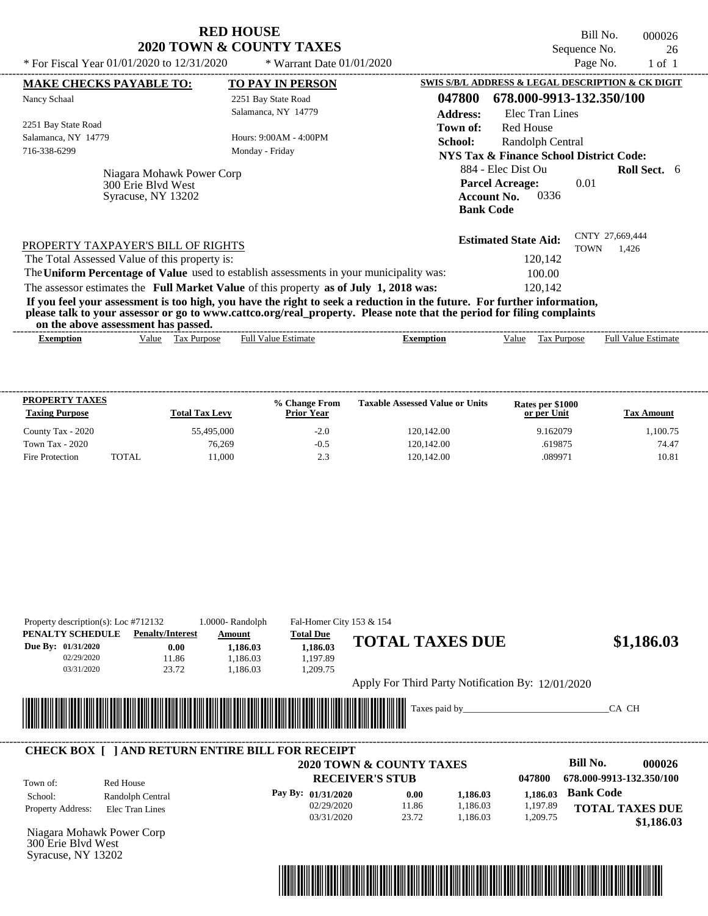# RED HOUSE
## 2020 TOWN & COUNTY TAXES

* For Fiscal Year 01/01/2020 to 12/31/2020 &nbsp;&nbsp; * Warrant Date 01/01/2020

Bill No. 000026
Sequence No. 26
Page No. 1 of 1

**MAKE CHECKS PAYABLE TO:**
Nancy Schaal

2251 Bay State Road
Salamanca, NY 14779
716-338-6299

**TO PAY IN PERSON**
2251 Bay State Road
Salamanca, NY 14779

Hours: 9:00AM - 4:00PM
Monday - Friday

Niagara Mohawk Power Corp
300 Erie Blvd West
Syracuse, NY 13202

**SWIS S/B/L ADDRESS & LEGAL DESCRIPTION & CK DIGIT**
**047800 678.000-9913-132.350/100**
**Address:** Elec Tran Lines
**Town of:** Red House
**School:** Randolph Central
**NYS Tax & Finance School District Code:**
884 - Elec Dist Ou &nbsp;&nbsp; **Roll Sect.** 6
**Parcel Acreage:** 0.01
**Account No.** 0336
**Bank Code**

**Estimated State Aid:** CNTY 27,669,444 TOWN 1,426

PROPERTY TAXPAYER'S BILL OF RIGHTS

The Total Assessed Value of this property is: 120,142

The **Uniform Percentage of Value** used to establish assessments in your municipality was: 100.00

The assessor estimates the **Full Market Value** of this property **as of July 1, 2018 was:** 120,142

**If you feel your assessment is too high, you have the right to seek a reduction in the future. For further information, please talk to your assessor or go to www.cattco.org/real_property. Please note that the period for filing complaints on the above assessment has passed.**

| Exemption | Value | Tax Purpose | Full Value Estimate | Exemption | Value | Tax Purpose | Full Value Estimate |
|---|---|---|---|---|---|---|---|

| PROPERTY TAXES Taxing Purpose | | Total Tax Levy | % Change From Prior Year | Taxable Assessed Value or Units | Rates per $1000 or per Unit | Tax Amount |
|---|---|---|---|---|---|---|
| County Tax - 2020 | | 55,495,000 | -2.0 | 120,142.00 | 9.162079 | 1,100.75 |
| Town Tax - 2020 | | 76,269 | -0.5 | 120,142.00 | .619875 | 74.47 |
| Fire Protection | TOTAL | 11,000 | 2.3 | 120,142.00 | .089971 | 10.81 |

Property description(s): Loc #712132 &nbsp; 1.0000- Randolph &nbsp; Fal-Homer City 153 & 154

| PENALTY SCHEDULE | Penalty/Interest | Amount | Total Due |
|---|---|---|---|
| Due By: 01/31/2020 | 0.00 | 1,186.03 | 1,186.03 |
| 02/29/2020 | 11.86 | 1,186.03 | 1,197.89 |
| 03/31/2020 | 23.72 | 1,186.03 | 1,209.75 |

**TOTAL TAXES DUE** **$1,186.03**

Apply For Third Party Notification By: 12/01/2020

Taxes paid by_______________________________CA CH

**CHECK BOX [ ] AND RETURN ENTIRE BILL FOR RECEIPT**

**2020 TOWN & COUNTY TAXES**
**RECEIVER'S STUB**

Bill No. **000026**
047800 678.000-9913-132.350/100

Town of: Red House
School: Randolph Central
Property Address: Elec Tran Lines

| Pay By: | | | |
|---|---|---|---|
| 01/31/2020 | 0.00 | 1,186.03 | 1,186.03 |
| 02/29/2020 | 11.86 | 1,186.03 | 1,197.89 |
| 03/31/2020 | 23.72 | 1,186.03 | 1,209.75 |

**Bank Code**

**TOTAL TAXES DUE**
**$1,186.03**

Niagara Mohawk Power Corp
300 Erie Blvd West
Syracuse, NY 13202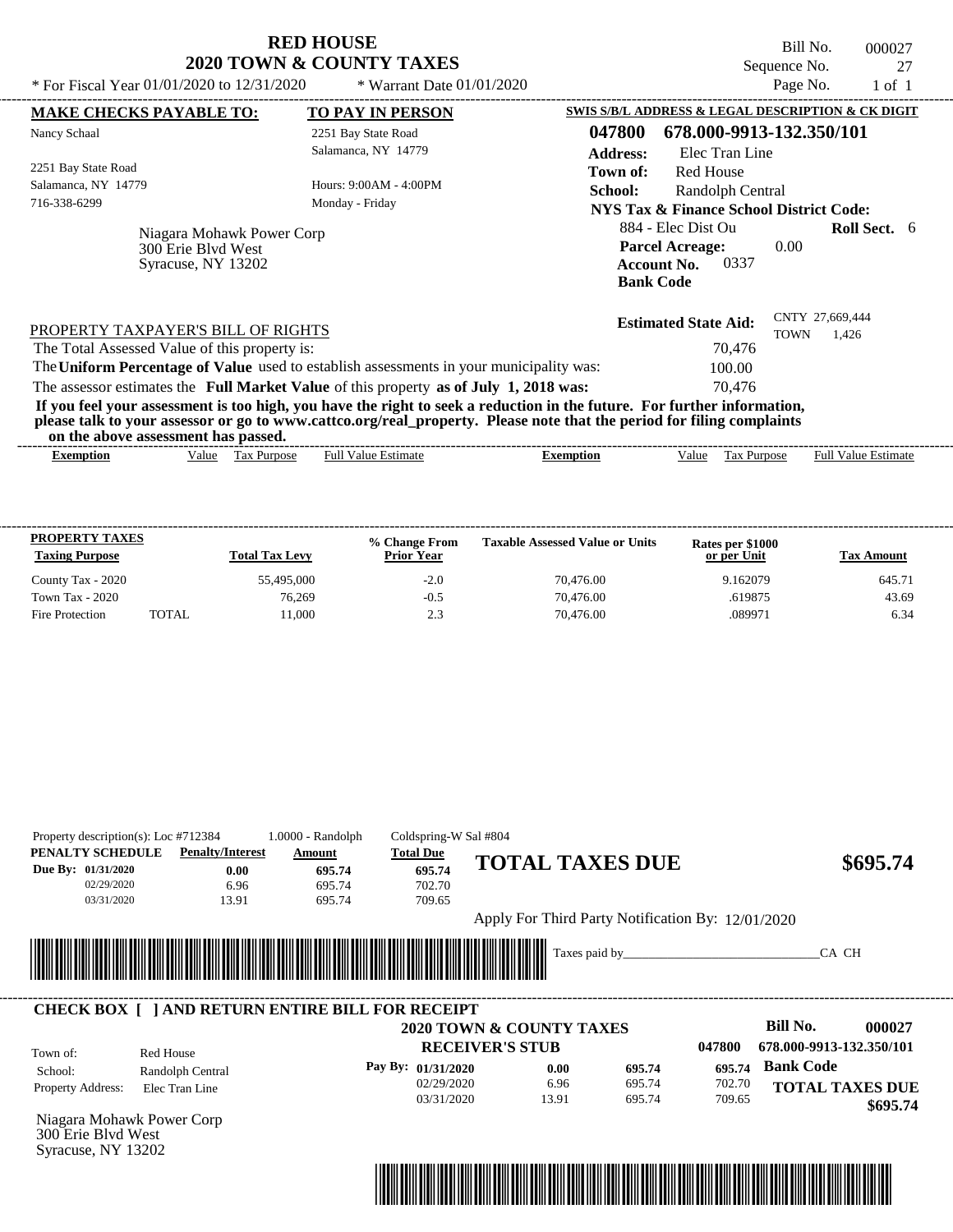# RED HOUSE
## 2020 TOWN & COUNTY TAXES

* For Fiscal Year 01/01/2020 to 12/31/2020 * Warrant Date 01/01/2020

Bill No. 000027
Sequence No. 27
Page No. 1 of 1

**MAKE CHECKS PAYABLE TO:**
Nancy Schaal

2251 Bay State Road
Salamanca, NY 14779
716-338-6299

**TO PAY IN PERSON**
2251 Bay State Road
Salamanca, NY 14779

Hours: 9:00AM - 4:00PM
Monday - Friday

Niagara Mohawk Power Corp
300 Erie Blvd West
Syracuse, NY 13202

**SWIS S/B/L ADDRESS & LEGAL DESCRIPTION & CK DIGIT**

**047800 678.000-9913-132.350/101**

**Address:** Elec Tran Line
**Town of:** Red House
**School:** Randolph Central
**NYS Tax & Finance School District Code:**
884 - Elec Dist Ou **Roll Sect.** 6
**Parcel Acreage:** 0.00
**Account No.** 0337
**Bank Code**

**Estimated State Aid:** CNTY 27,669,444 TOWN 1,426

PROPERTY TAXPAYER'S BILL OF RIGHTS

The Total Assessed Value of this property is: 70,476

The **Uniform Percentage of Value** used to establish assessments in your municipality was: 100.00

The assessor estimates the **Full Market Value** of this property **as of July 1, 2018 was:** 70,476

**If you feel your assessment is too high, you have the right to seek a reduction in the future. For further information, please talk to your assessor or go to www.cattco.org/real_property. Please note that the period for filing complaints on the above assessment has passed.**

| Exemption | Value | Tax Purpose | Full Value Estimate | Exemption | Value | Tax Purpose | Full Value Estimate |
|---|---|---|---|---|---|---|---|

| PROPERTY TAXES Taxing Purpose | | Total Tax Levy | % Change From Prior Year | Taxable Assessed Value or Units | Rates per $1000 or per Unit | Tax Amount |
|---|---|---|---|---|---|---|
| County Tax - 2020 | | 55,495,000 | -2.0 | 70,476.00 | 9.162079 | 645.71 |
| Town Tax - 2020 | | 76,269 | -0.5 | 70,476.00 | .619875 | 43.69 |
| Fire Protection | TOTAL | 11,000 | 2.3 | 70,476.00 | .089971 | 6.34 |

Property description(s): Loc #712384 1.0000 - Randolph Coldspring-W Sal #804

| PENALTY SCHEDULE | Penalty/Interest | Amount | Total Due |
|---|---|---|---|
| Due By: 01/31/2020 | 0.00 | 695.74 | 695.74 |
| 02/29/2020 | 6.96 | 695.74 | 702.70 |
| 03/31/2020 | 13.91 | 695.74 | 709.65 |

**TOTAL TAXES DUE $695.74**

Apply For Third Party Notification By: 12/01/2020

Taxes paid by_______________________________CA CH

**CHECK BOX [ ] AND RETURN ENTIRE BILL FOR RECEIPT**

**2020 TOWN & COUNTY TAXES**
**RECEIVER'S STUB**

Bill No. 000027
047800 678.000-9913-132.350/101

Town of: Red House
School: Randolph Central
Property Address: Elec Tran Line

| Pay By: | | | |
|---|---|---|---|
| 01/31/2020 | 0.00 | 695.74 | 695.74 |
| 02/29/2020 | 6.96 | 695.74 | 702.70 |
| 03/31/2020 | 13.91 | 695.74 | 709.65 |

**Bank Code**

**TOTAL TAXES DUE $695.74**

Niagara Mohawk Power Corp
300 Erie Blvd West
Syracuse, NY 13202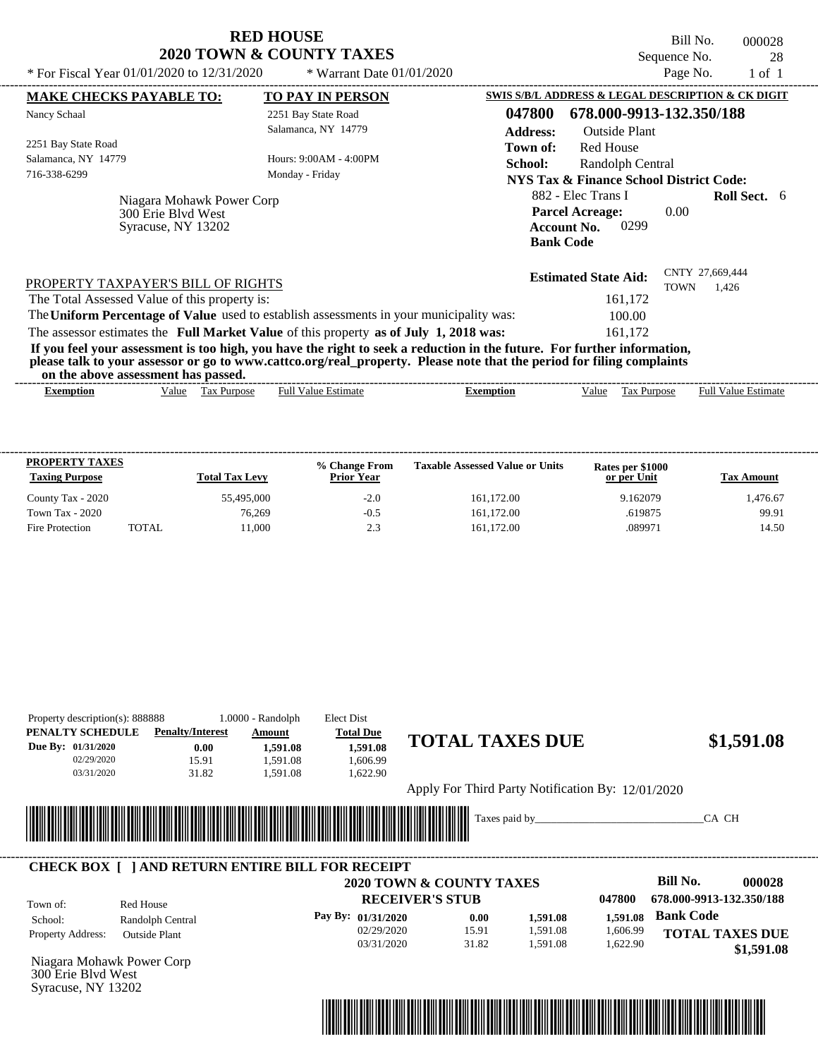# RED HOUSE
## 2020 TOWN & COUNTY TAXES

Bill No. 000028
Sequence No. 28
Page No. 1 of 1

* For Fiscal Year 01/01/2020 to 12/31/2020 * Warrant Date 01/01/2020

**MAKE CHECKS PAYABLE TO:**
Nancy Schaal

2251 Bay State Road
Salamanca, NY 14779
716-338-6299

**TO PAY IN PERSON**
2251 Bay State Road
Salamanca, NY 14779

Hours: 9:00AM - 4:00PM
Monday - Friday

Niagara Mohawk Power Corp
300 Erie Blvd West
Syracuse, NY 13202

**SWIS S/B/L ADDRESS & LEGAL DESCRIPTION & CK DIGIT**

**047800 678.000-9913-132.350/188**

**Address:** Outside Plant
**Town of:** Red House
**School:** Randolph Central
**NYS Tax & Finance School District Code:**
882 - Elec Trans I **Roll Sect.** 6
**Parcel Acreage:** 0.00
**Account No.** 0299
**Bank Code**

**Estimated State Aid:** CNTY 27,669,444 TOWN 1,426

PROPERTY TAXPAYER'S BILL OF RIGHTS

The Total Assessed Value of this property is: 161,172
The **Uniform Percentage of Value** used to establish assessments in your municipality was: 100.00
The assessor estimates the **Full Market Value** of this property **as of July 1, 2018 was:** 161,172

**If you feel your assessment is too high, you have the right to seek a reduction in the future. For further information, please talk to your assessor or go to www.cattco.org/real_property. Please note that the period for filing complaints on the above assessment has passed.**

| Exemption | Value | Tax Purpose | Full Value Estimate | Exemption | Value | Tax Purpose | Full Value Estimate |
|---|---|---|---|---|---|---|---|

| PROPERTY TAXES Taxing Purpose | | Total Tax Levy | % Change From Prior Year | Taxable Assessed Value or Units | Rates per $1000 or per Unit | Tax Amount |
|---|---|---|---|---|---|---|
| County Tax - 2020 | | 55,495,000 | -2.0 | 161,172.00 | 9.162079 | 1,476.67 |
| Town Tax - 2020 | | 76,269 | -0.5 | 161,172.00 | .619875 | 99.91 |
| Fire Protection | TOTAL | 11,000 | 2.3 | 161,172.00 | .089971 | 14.50 |

Property description(s): 888888 1.0000 - Randolph Elect Dist

| PENALTY SCHEDULE | Penalty/Interest | Amount | Total Due |
|---|---|---|---|
| Due By: 01/31/2020 | 0.00 | 1,591.08 | 1,591.08 |
| 02/29/2020 | 15.91 | 1,591.08 | 1,606.99 |
| 03/31/2020 | 31.82 | 1,591.08 | 1,622.90 |

**TOTAL TAXES DUE $1,591.08**

Apply For Third Party Notification By: 12/01/2020

Taxes paid by_______________________________CA CH

**CHECK BOX [ ] AND RETURN ENTIRE BILL FOR RECEIPT**

**2020 TOWN & COUNTY TAXES**
**RECEIVER'S STUB**

Bill No. 000028
047800 678.000-9913-132.350/188

Town of: Red House
School: Randolph Central
Property Address: Outside Plant

| | | | | |
|---|---|---|---|---|
| Pay By: 01/31/2020 | 0.00 | 1,591.08 | 1,591.08 | **Bank Code** |
| 02/29/2020 | 15.91 | 1,591.08 | 1,606.99 | **TOTAL TAXES DUE** |
| 03/31/2020 | 31.82 | 1,591.08 | 1,622.90 | **$1,591.08** |

Niagara Mohawk Power Corp
300 Erie Blvd West
Syracuse, NY 13202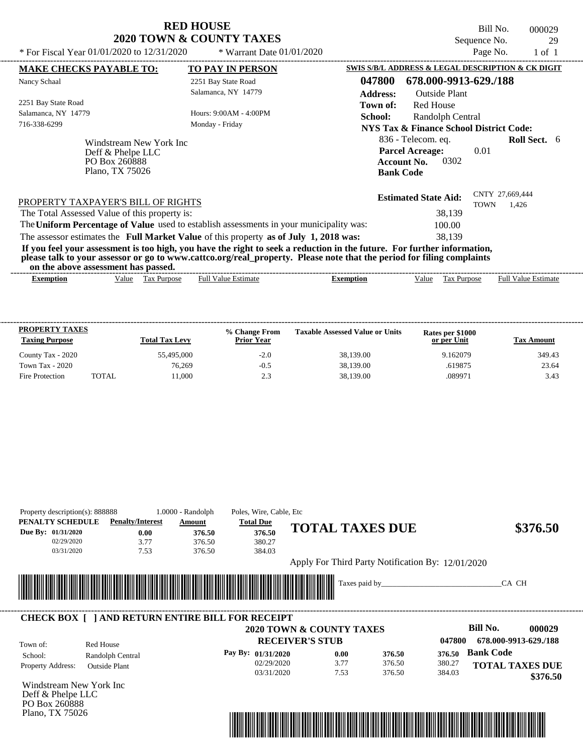# RED HOUSE
## 2020 TOWN & COUNTY TAXES

\* For Fiscal Year 01/01/2020 to 12/31/2020 \* Warrant Date 01/01/2020

Bill No. 000029
Sequence No. 29
Page No. 1 of 1

**MAKE CHECKS PAYABLE TO:**
Nancy Schaal
2251 Bay State Road
Salamanca, NY 14779
716-338-6299

**TO PAY IN PERSON**
2251 Bay State Road
Salamanca, NY 14779
Hours: 9:00AM - 4:00PM
Monday - Friday

**SWIS S/B/L ADDRESS & LEGAL DESCRIPTION & CK DIGIT**
**047800 678.000-9913-629./188**
**Address:** Outside Plant
**Town of:** Red House
**School:** Randolph Central
**NYS Tax & Finance School District Code:**
836 - Telecom. eq. **Roll Sect.** 6
**Parcel Acreage:** 0.01
**Account No.** 0302
**Bank Code**

Windstream New York Inc
Deff & Phelpe LLC
PO Box 260888
Plano, TX 75026

**Estimated State Aid:** CNTY 27,669,444 TOWN 1,426

PROPERTY TAXPAYER'S BILL OF RIGHTS

The Total Assessed Value of this property is: 38,139
The **Uniform Percentage of Value** used to establish assessments in your municipality was: 100.00
The assessor estimates the **Full Market Value** of this property **as of July 1, 2018 was:** 38,139

**If you feel your assessment is too high, you have the right to seek a reduction in the future. For further information, please talk to your assessor or go to www.cattco.org/real_property. Please note that the period for filing complaints on the above assessment has passed.**

| Exemption | Value | Tax Purpose | Full Value Estimate | Exemption | Value | Tax Purpose | Full Value Estimate |
|---|---|---|---|---|---|---|---|

| PROPERTY TAXES Taxing Purpose | | Total Tax Levy | % Change From Prior Year | Taxable Assessed Value or Units | Rates per $1000 or per Unit | Tax Amount |
|---|---|---|---|---|---|---|
| County Tax - 2020 | | 55,495,000 | -2.0 | 38,139.00 | 9.162079 | 349.43 |
| Town Tax - 2020 | | 76,269 | -0.5 | 38,139.00 | .619875 | 23.64 |
| Fire Protection | TOTAL | 11,000 | 2.3 | 38,139.00 | .089971 | 3.43 |

Property description(s): 888888 1.0000 - Randolph Poles, Wire, Cable, Etc

| PENALTY SCHEDULE | Penalty/Interest | Amount | Total Due |
|---|---|---|---|
| Due By: 01/31/2020 | 0.00 | 376.50 | 376.50 |
| 02/29/2020 | 3.77 | 376.50 | 380.27 |
| 03/31/2020 | 7.53 | 376.50 | 384.03 |

**TOTAL TAXES DUE $376.50**

Apply For Third Party Notification By: 12/01/2020

Taxes paid by_______________________________CA CH

**CHECK BOX [ ] AND RETURN ENTIRE BILL FOR RECEIPT**

**2020 TOWN & COUNTY TAXES**
**RECEIVER'S STUB**

**Bill No. 000029**
047800 678.000-9913-629./188

Town of: Red House
School: Randolph Central
Property Address: Outside Plant

| Pay By: | | | |
|---|---|---|---|
| 01/31/2020 | 0.00 | 376.50 | 376.50 |
| 02/29/2020 | 3.77 | 376.50 | 380.27 |
| 03/31/2020 | 7.53 | 376.50 | 384.03 |

**Bank Code**

**TOTAL TAXES DUE $376.50**

Windstream New York Inc
Deff & Phelpe LLC
PO Box 260888
Plano, TX 75026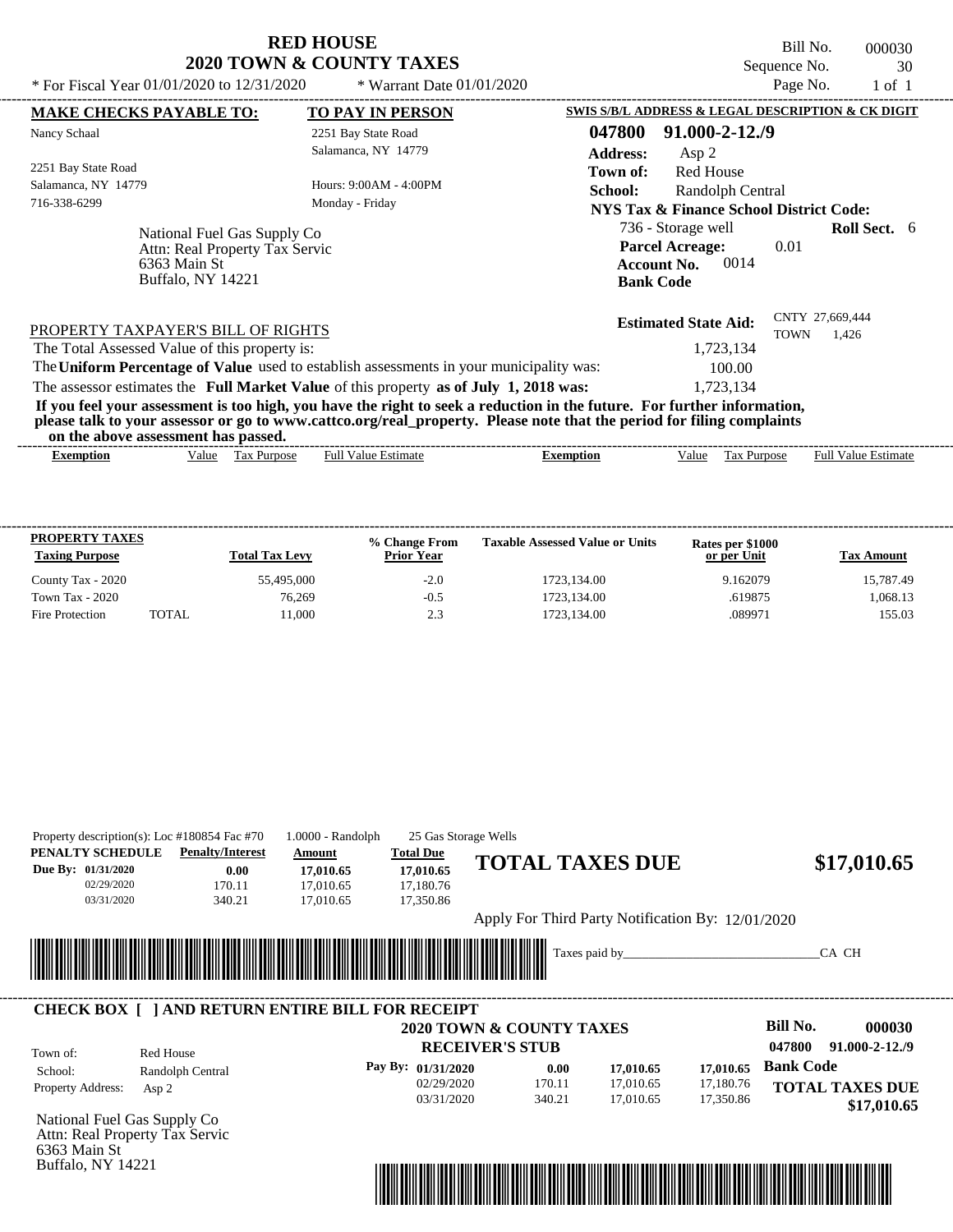# RED HOUSE
## 2020 TOWN & COUNTY TAXES

Bill No. 000030
Sequence No. 30
Page No. 1 of 1

* For Fiscal Year 01/01/2020 to 12/31/2020 * Warrant Date 01/01/2020

| MAKE CHECKS PAYABLE TO: | TO PAY IN PERSON | SWIS S/B/L ADDRESS & LEGAL DESCRIPTION & CK DIGIT |
|---|---|---|
| Nancy Schaal | 2251 Bay State Road | **047800 91.000-2-12./9** |
| | Salamanca, NY 14779 | **Address:** Asp 2 |
| 2251 Bay State Road | | **Town of:** Red House |
| Salamanca, NY 14779 | Hours: 9:00AM - 4:00PM | **School:** Randolph Central |
| 716-338-6299 | Monday - Friday | **NYS Tax & Finance School District Code:** |

National Fuel Gas Supply Co
Attn: Real Property Tax Servic
6363 Main St
Buffalo, NY 14221

736 - Storage well **Roll Sect.** 6
**Parcel Acreage:** 0.01
**Account No.** 0014
**Bank Code**

**Estimated State Aid:** CNTY 27,669,444 TOWN 1,426

PROPERTY TAXPAYER'S BILL OF RIGHTS

The Total Assessed Value of this property is: 1,723,134

The **Uniform Percentage of Value** used to establish assessments in your municipality was: 100.00

The assessor estimates the **Full Market Value** of this property **as of July 1, 2018 was:** 1,723,134

**If you feel your assessment is too high, you have the right to seek a reduction in the future. For further information, please talk to your assessor or go to www.cattco.org/real_property. Please note that the period for filing complaints on the above assessment has passed.**

| Exemption | Value | Tax Purpose | Full Value Estimate | Exemption | Value | Tax Purpose | Full Value Estimate |
|---|---|---|---|---|---|---|---|

| PROPERTY TAXES Taxing Purpose | | Total Tax Levy | % Change From Prior Year | Taxable Assessed Value or Units | Rates per $1000 or per Unit | Tax Amount |
|---|---|---|---|---|---|---|
| County Tax - 2020 | | 55,495,000 | -2.0 | 1723,134.00 | 9.162079 | 15,787.49 |
| Town Tax - 2020 | | 76,269 | -0.5 | 1723,134.00 | .619875 | 1,068.13 |
| Fire Protection | TOTAL | 11,000 | 2.3 | 1723,134.00 | .089971 | 155.03 |

Property description(s): Loc #180854 Fac #70 1.0000 - Randolph 25 Gas Storage Wells

| PENALTY SCHEDULE | Penalty/Interest | Amount | Total Due |
|---|---|---|---|
| Due By: 01/31/2020 | 0.00 | 17,010.65 | 17,010.65 |
| 02/29/2020 | 170.11 | 17,010.65 | 17,180.76 |
| 03/31/2020 | 340.21 | 17,010.65 | 17,350.86 |

**TOTAL TAXES DUE $17,010.65**

Apply For Third Party Notification By: 12/01/2020

Taxes paid by_______________________________CA CH

**CHECK BOX [ ] AND RETURN ENTIRE BILL FOR RECEIPT**

**2020 TOWN & COUNTY TAXES**
**RECEIVER'S STUB**

**Bill No. 000030**
**047800 91.000-2-12./9**

Town of: Red House
School: Randolph Central
Property Address: Asp 2

| Pay By: | | | | |
|---|---|---|---|---|
| 01/31/2020 | 0.00 | 17,010.65 | 17,010.65 | **Bank Code** |
| 02/29/2020 | 170.11 | 17,010.65 | 17,180.76 | |
| 03/31/2020 | 340.21 | 17,010.65 | 17,350.86 | |

**TOTAL TAXES DUE $17,010.65**

National Fuel Gas Supply Co
Attn: Real Property Tax Servic
6363 Main St
Buffalo, NY 14221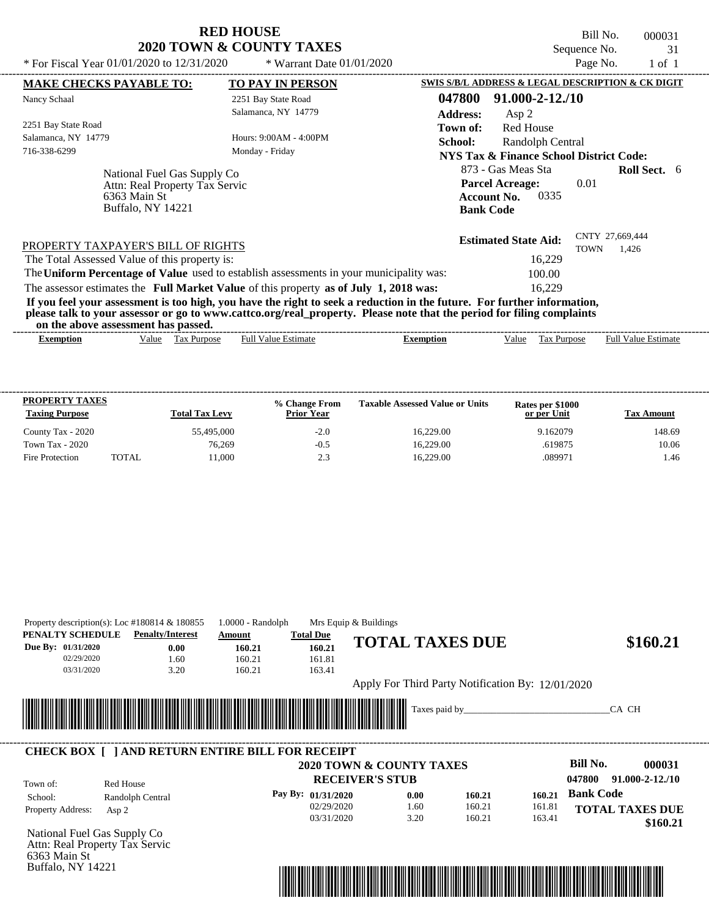# RED HOUSE
## 2020 TOWN & COUNTY TAXES

Bill No. 000031
Sequence No. 31
Page No. 1 of 1

* For Fiscal Year 01/01/2020 to 12/31/2020 * Warrant Date 01/01/2020

**MAKE CHECKS PAYABLE TO:**
Nancy Schaal

2251 Bay State Road
Salamanca, NY 14779
716-338-6299

**TO PAY IN PERSON**
2251 Bay State Road
Salamanca, NY 14779

Hours: 9:00AM - 4:00PM
Monday - Friday

National Fuel Gas Supply Co
Attn: Real Property Tax Servic
6363 Main St
Buffalo, NY 14221

**SWIS S/B/L ADDRESS & LEGAL DESCRIPTION & CK DIGIT**

**047800 91.000-2-12./10**

**Address:** Asp 2
**Town of:** Red House
**School:** Randolph Central
**NYS Tax & Finance School District Code:**
873 - Gas Meas Sta **Roll Sect.** 6
**Parcel Acreage:** 0.01
**Account No.** 0335
**Bank Code**

**Estimated State Aid:** CNTY 27,669,444 TOWN 1,426

PROPERTY TAXPAYER'S BILL OF RIGHTS

The Total Assessed Value of this property is: 16,229
The **Uniform Percentage of Value** used to establish assessments in your municipality was: 100.00
The assessor estimates the **Full Market Value** of this property **as of July 1, 2018 was:** 16,229

**If you feel your assessment is too high, you have the right to seek a reduction in the future. For further information, please talk to your assessor or go to www.cattco.org/real_property. Please note that the period for filing complaints on the above assessment has passed.**

| Exemption | Value | Tax Purpose | Full Value Estimate | Exemption | Value | Tax Purpose | Full Value Estimate |
|---|---|---|---|---|---|---|---|

| PROPERTY TAXES Taxing Purpose | | Total Tax Levy | % Change From Prior Year | Taxable Assessed Value or Units | Rates per $1000 or per Unit | Tax Amount |
|---|---|---|---|---|---|---|
| County Tax - 2020 | | 55,495,000 | -2.0 | 16,229.00 | 9.162079 | 148.69 |
| Town Tax - 2020 | | 76,269 | -0.5 | 16,229.00 | .619875 | 10.06 |
| Fire Protection | TOTAL | 11,000 | 2.3 | 16,229.00 | .089971 | 1.46 |

Property description(s): Loc #180814 & 180855 1.0000 - Randolph Mrs Equip & Buildings

| PENALTY SCHEDULE | Penalty/Interest | Amount | Total Due |
|---|---|---|---|
| Due By: 01/31/2020 | 0.00 | 160.21 | 160.21 |
| 02/29/2020 | 1.60 | 160.21 | 161.81 |
| 03/31/2020 | 3.20 | 160.21 | 163.41 |

**TOTAL TAXES DUE $160.21**

Apply For Third Party Notification By: 12/01/2020

Taxes paid by_______________________________CA CH

**CHECK BOX [ ] AND RETURN ENTIRE BILL FOR RECEIPT**

**2020 TOWN & COUNTY TAXES**
**RECEIVER'S STUB**

**Bill No. 000031**
**047800 91.000-2-12./10**

Town of: Red House
School: Randolph Central
Property Address: Asp 2

| Pay By: | | | |
|---|---|---|---|
| 01/31/2020 | 0.00 | 160.21 | 160.21 |
| 02/29/2020 | 1.60 | 160.21 | 161.81 |
| 03/31/2020 | 3.20 | 160.21 | 163.41 |

**Bank Code**

**TOTAL TAXES DUE $160.21**

National Fuel Gas Supply Co
Attn: Real Property Tax Servic
6363 Main St
Buffalo, NY 14221